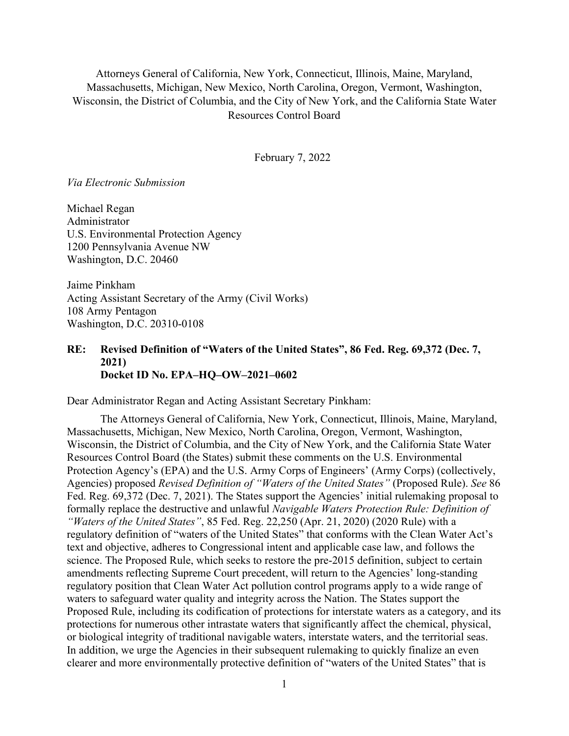Attorneys General of California, New York, Connecticut, Illinois, Maine, Maryland, Massachusetts, Michigan, New Mexico, North Carolina, Oregon, Vermont, Washington, Wisconsin, the District of Columbia, and the City of New York, and the California State Water Resources Control Board

February 7, 2022

*Via Electronic Submission*

Michael Regan
Administrator
U.S. Environmental Protection Agency
1200 Pennsylvania Avenue NW
Washington, D.C. 20460

Jaime Pinkham
Acting Assistant Secretary of the Army (Civil Works)
108 Army Pentagon
Washington, D.C. 20310-0108

**RE: Revised Definition of "Waters of the United States", 86 Fed. Reg. 69,372 (Dec. 7, 2021)**
**Docket ID No. EPA–HQ–OW–2021–0602**

Dear Administrator Regan and Acting Assistant Secretary Pinkham:

The Attorneys General of California, New York, Connecticut, Illinois, Maine, Maryland, Massachusetts, Michigan, New Mexico, North Carolina, Oregon, Vermont, Washington, Wisconsin, the District of Columbia, and the City of New York, and the California State Water Resources Control Board (the States) submit these comments on the U.S. Environmental Protection Agency's (EPA) and the U.S. Army Corps of Engineers' (Army Corps) (collectively, Agencies) proposed *Revised Definition of "Waters of the United States"* (Proposed Rule). *See* 86 Fed. Reg. 69,372 (Dec. 7, 2021). The States support the Agencies' initial rulemaking proposal to formally replace the destructive and unlawful *Navigable Waters Protection Rule: Definition of "Waters of the United States"*, 85 Fed. Reg. 22,250 (Apr. 21, 2020) (2020 Rule) with a regulatory definition of "waters of the United States" that conforms with the Clean Water Act's text and objective, adheres to Congressional intent and applicable case law, and follows the science. The Proposed Rule, which seeks to restore the pre-2015 definition, subject to certain amendments reflecting Supreme Court precedent, will return to the Agencies' long-standing regulatory position that Clean Water Act pollution control programs apply to a wide range of waters to safeguard water quality and integrity across the Nation. The States support the Proposed Rule, including its codification of protections for interstate waters as a category, and its protections for numerous other intrastate waters that significantly affect the chemical, physical, or biological integrity of traditional navigable waters, interstate waters, and the territorial seas. In addition, we urge the Agencies in their subsequent rulemaking to quickly finalize an even clearer and more environmentally protective definition of "waters of the United States" that is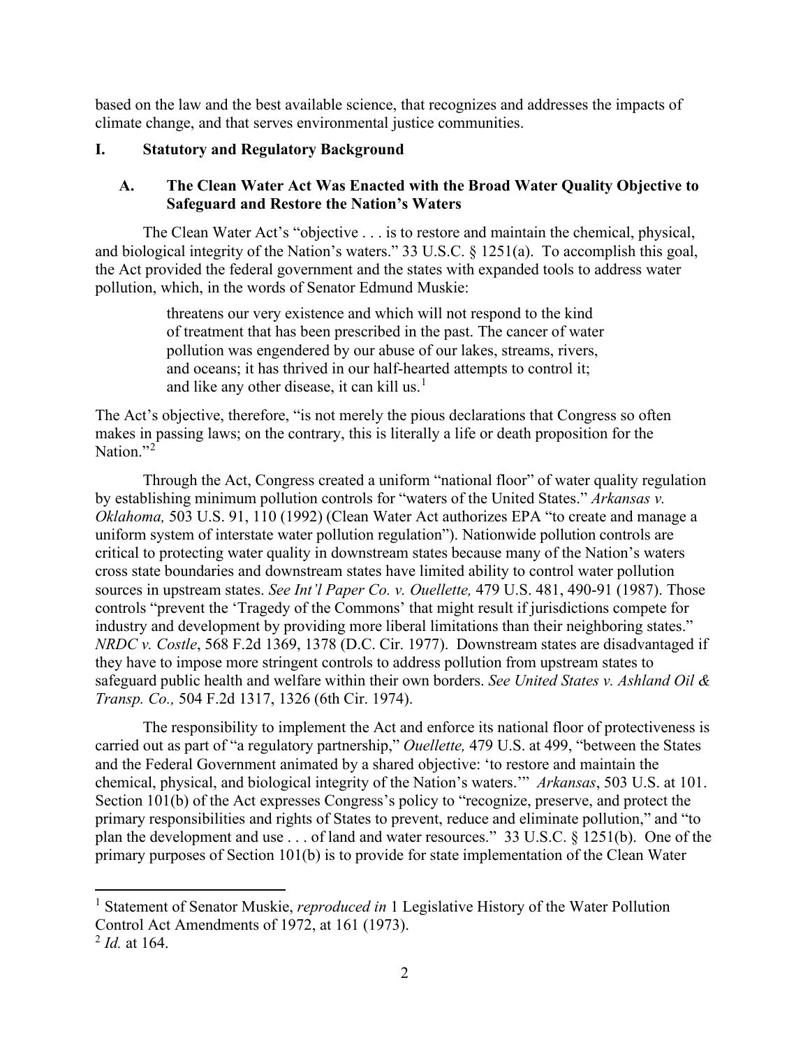based on the law and the best available science, that recognizes and addresses the impacts of climate change, and that serves environmental justice communities.

## I. Statutory and Regulatory Background

### A. The Clean Water Act Was Enacted with the Broad Water Quality Objective to Safeguard and Restore the Nation's Waters

The Clean Water Act's "objective . . . is to restore and maintain the chemical, physical, and biological integrity of the Nation's waters." 33 U.S.C. § 1251(a). To accomplish this goal, the Act provided the federal government and the states with expanded tools to address water pollution, which, in the words of Senator Edmund Muskie:

> threatens our very existence and which will not respond to the kind of treatment that has been prescribed in the past. The cancer of water pollution was engendered by our abuse of our lakes, streams, rivers, and oceans; it has thrived in our half-hearted attempts to control it; and like any other disease, it can kill us.[1]

The Act's objective, therefore, "is not merely the pious declarations that Congress so often makes in passing laws; on the contrary, this is literally a life or death proposition for the Nation."[2]

Through the Act, Congress created a uniform "national floor" of water quality regulation by establishing minimum pollution controls for "waters of the United States." *Arkansas v. Oklahoma,* 503 U.S. 91, 110 (1992) (Clean Water Act authorizes EPA "to create and manage a uniform system of interstate water pollution regulation"). Nationwide pollution controls are critical to protecting water quality in downstream states because many of the Nation's waters cross state boundaries and downstream states have limited ability to control water pollution sources in upstream states. *See Int'l Paper Co. v. Ouellette,* 479 U.S. 481, 490-91 (1987). Those controls "prevent the 'Tragedy of the Commons' that might result if jurisdictions compete for industry and development by providing more liberal limitations than their neighboring states." *NRDC v. Costle*, 568 F.2d 1369, 1378 (D.C. Cir. 1977). Downstream states are disadvantaged if they have to impose more stringent controls to address pollution from upstream states to safeguard public health and welfare within their own borders. *See United States v. Ashland Oil & Transp. Co.,* 504 F.2d 1317, 1326 (6th Cir. 1974).

The responsibility to implement the Act and enforce its national floor of protectiveness is carried out as part of "a regulatory partnership," *Ouellette,* 479 U.S. at 499, "between the States and the Federal Government animated by a shared objective: 'to restore and maintain the chemical, physical, and biological integrity of the Nation's waters.'" *Arkansas*, 503 U.S. at 101. Section 101(b) of the Act expresses Congress's policy to "recognize, preserve, and protect the primary responsibilities and rights of States to prevent, reduce and eliminate pollution," and "to plan the development and use . . . of land and water resources." 33 U.S.C. § 1251(b). One of the primary purposes of Section 101(b) is to provide for state implementation of the Clean Water

---

[1] Statement of Senator Muskie, *reproduced in* 1 Legislative History of the Water Pollution Control Act Amendments of 1972, at 161 (1973).

[2] *Id.* at 164.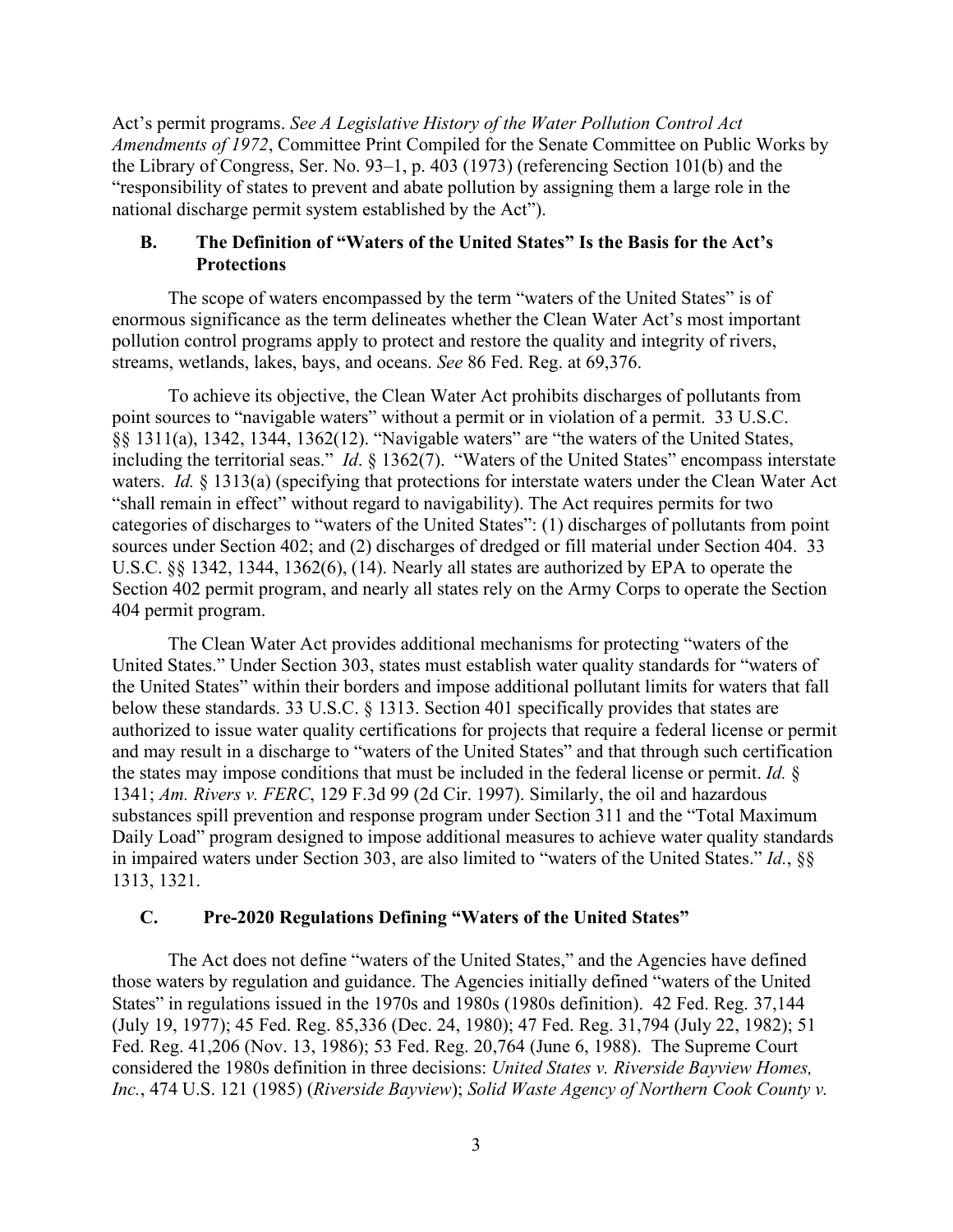Act's permit programs. *See A Legislative History of the Water Pollution Control Act Amendments of 1972*, Committee Print Compiled for the Senate Committee on Public Works by the Library of Congress, Ser. No. 93–1, p. 403 (1973) (referencing Section 101(b) and the "responsibility of states to prevent and abate pollution by assigning them a large role in the national discharge permit system established by the Act").

### B. The Definition of "Waters of the United States" Is the Basis for the Act's Protections

The scope of waters encompassed by the term "waters of the United States" is of enormous significance as the term delineates whether the Clean Water Act's most important pollution control programs apply to protect and restore the quality and integrity of rivers, streams, wetlands, lakes, bays, and oceans. *See* 86 Fed. Reg. at 69,376.

To achieve its objective, the Clean Water Act prohibits discharges of pollutants from point sources to "navigable waters" without a permit or in violation of a permit. 33 U.S.C. §§ 1311(a), 1342, 1344, 1362(12). "Navigable waters" are "the waters of the United States, including the territorial seas." *Id*. § 1362(7). "Waters of the United States" encompass interstate waters. *Id.* § 1313(a) (specifying that protections for interstate waters under the Clean Water Act "shall remain in effect" without regard to navigability). The Act requires permits for two categories of discharges to "waters of the United States": (1) discharges of pollutants from point sources under Section 402; and (2) discharges of dredged or fill material under Section 404. 33 U.S.C. §§ 1342, 1344, 1362(6), (14). Nearly all states are authorized by EPA to operate the Section 402 permit program, and nearly all states rely on the Army Corps to operate the Section 404 permit program.

The Clean Water Act provides additional mechanisms for protecting "waters of the United States." Under Section 303, states must establish water quality standards for "waters of the United States" within their borders and impose additional pollutant limits for waters that fall below these standards. 33 U.S.C. § 1313. Section 401 specifically provides that states are authorized to issue water quality certifications for projects that require a federal license or permit and may result in a discharge to "waters of the United States" and that through such certification the states may impose conditions that must be included in the federal license or permit. *Id.* § 1341; *Am. Rivers v. FERC*, 129 F.3d 99 (2d Cir. 1997). Similarly, the oil and hazardous substances spill prevention and response program under Section 311 and the "Total Maximum Daily Load" program designed to impose additional measures to achieve water quality standards in impaired waters under Section 303, are also limited to "waters of the United States." *Id.*, §§ 1313, 1321.

### C. Pre-2020 Regulations Defining "Waters of the United States"

The Act does not define "waters of the United States," and the Agencies have defined those waters by regulation and guidance. The Agencies initially defined "waters of the United States" in regulations issued in the 1970s and 1980s (1980s definition). 42 Fed. Reg. 37,144 (July 19, 1977); 45 Fed. Reg. 85,336 (Dec. 24, 1980); 47 Fed. Reg. 31,794 (July 22, 1982); 51 Fed. Reg. 41,206 (Nov. 13, 1986); 53 Fed. Reg. 20,764 (June 6, 1988). The Supreme Court considered the 1980s definition in three decisions: *United States v. Riverside Bayview Homes, Inc.*, 474 U.S. 121 (1985) (*Riverside Bayview*); *Solid Waste Agency of Northern Cook County v.*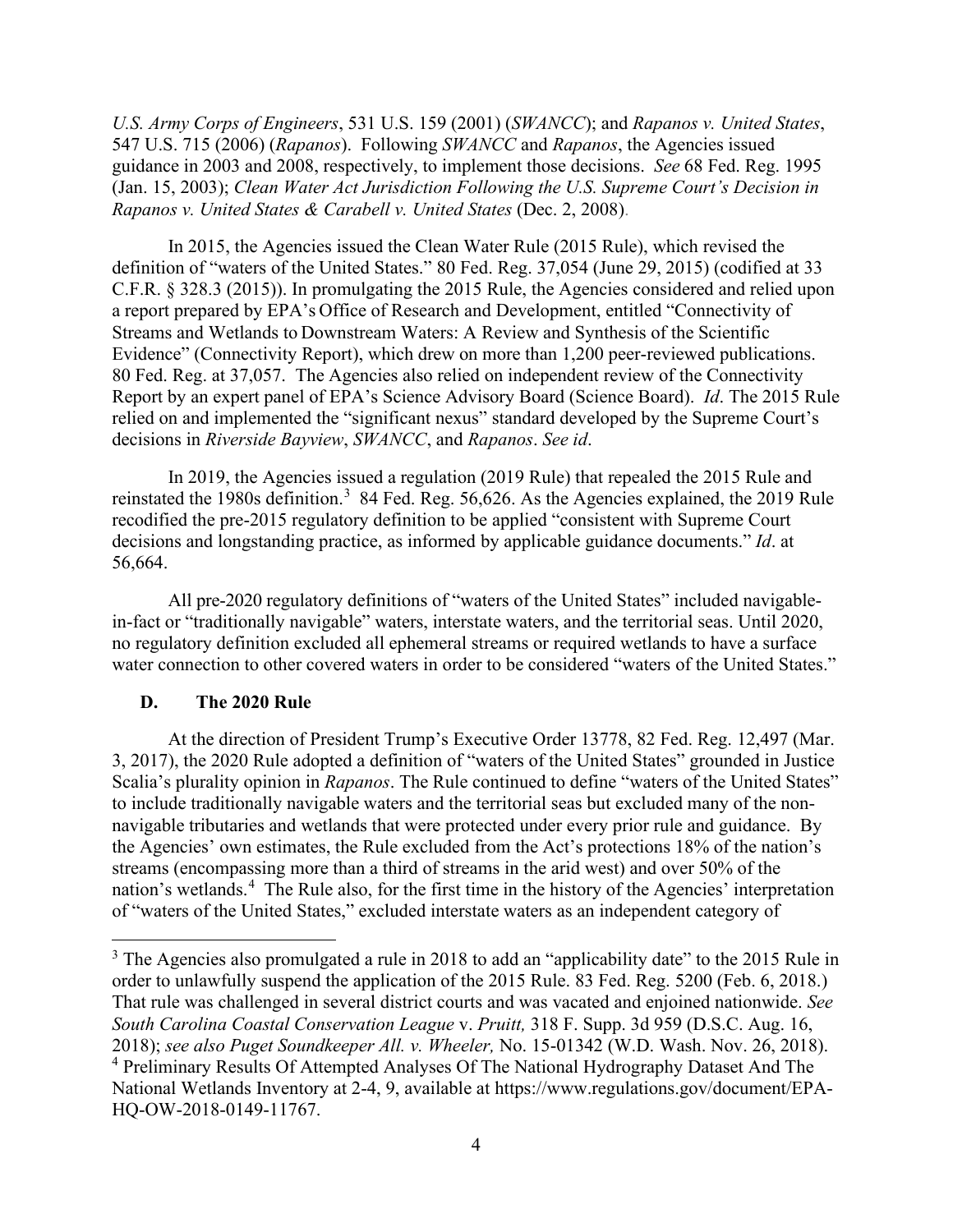*U.S. Army Corps of Engineers*, 531 U.S. 159 (2001) (*SWANCC*); and *Rapanos v. United States*, 547 U.S. 715 (2006) (*Rapanos*). Following *SWANCC* and *Rapanos*, the Agencies issued guidance in 2003 and 2008, respectively, to implement those decisions. *See* 68 Fed. Reg. 1995 (Jan. 15, 2003); *Clean Water Act Jurisdiction Following the U.S. Supreme Court's Decision in Rapanos v. United States & Carabell v. United States* (Dec. 2, 2008).

In 2015, the Agencies issued the Clean Water Rule (2015 Rule), which revised the definition of "waters of the United States." 80 Fed. Reg. 37,054 (June 29, 2015) (codified at 33 C.F.R. § 328.3 (2015)). In promulgating the 2015 Rule, the Agencies considered and relied upon a report prepared by EPA's Office of Research and Development, entitled "Connectivity of Streams and Wetlands to Downstream Waters: A Review and Synthesis of the Scientific Evidence" (Connectivity Report), which drew on more than 1,200 peer-reviewed publications. 80 Fed. Reg. at 37,057. The Agencies also relied on independent review of the Connectivity Report by an expert panel of EPA's Science Advisory Board (Science Board). *Id*. The 2015 Rule relied on and implemented the "significant nexus" standard developed by the Supreme Court's decisions in *Riverside Bayview*, *SWANCC*, and *Rapanos*. *See id*.

In 2019, the Agencies issued a regulation (2019 Rule) that repealed the 2015 Rule and reinstated the 1980s definition.[3] 84 Fed. Reg. 56,626. As the Agencies explained, the 2019 Rule recodified the pre-2015 regulatory definition to be applied "consistent with Supreme Court decisions and longstanding practice, as informed by applicable guidance documents." *Id*. at 56,664.

All pre-2020 regulatory definitions of "waters of the United States" included navigable-in-fact or "traditionally navigable" waters, interstate waters, and the territorial seas. Until 2020, no regulatory definition excluded all ephemeral streams or required wetlands to have a surface water connection to other covered waters in order to be considered "waters of the United States."

### D. The 2020 Rule

At the direction of President Trump's Executive Order 13778, 82 Fed. Reg. 12,497 (Mar. 3, 2017), the 2020 Rule adopted a definition of "waters of the United States" grounded in Justice Scalia's plurality opinion in *Rapanos*. The Rule continued to define "waters of the United States" to include traditionally navigable waters and the territorial seas but excluded many of the non-navigable tributaries and wetlands that were protected under every prior rule and guidance. By the Agencies' own estimates, the Rule excluded from the Act's protections 18% of the nation's streams (encompassing more than a third of streams in the arid west) and over 50% of the nation's wetlands.[4] The Rule also, for the first time in the history of the Agencies' interpretation of "waters of the United States," excluded interstate waters as an independent category of

---

[3] The Agencies also promulgated a rule in 2018 to add an "applicability date" to the 2015 Rule in order to unlawfully suspend the application of the 2015 Rule. 83 Fed. Reg. 5200 (Feb. 6, 2018.) That rule was challenged in several district courts and was vacated and enjoined nationwide. *See South Carolina Coastal Conservation League* v. *Pruitt,* 318 F. Supp. 3d 959 (D.S.C. Aug. 16, 2018); *see also Puget Soundkeeper All. v. Wheeler,* No. 15-01342 (W.D. Wash. Nov. 26, 2018).

[4] Preliminary Results Of Attempted Analyses Of The National Hydrography Dataset And The National Wetlands Inventory at 2-4, 9, available at https://www.regulations.gov/document/EPA-HQ-OW-2018-0149-11767.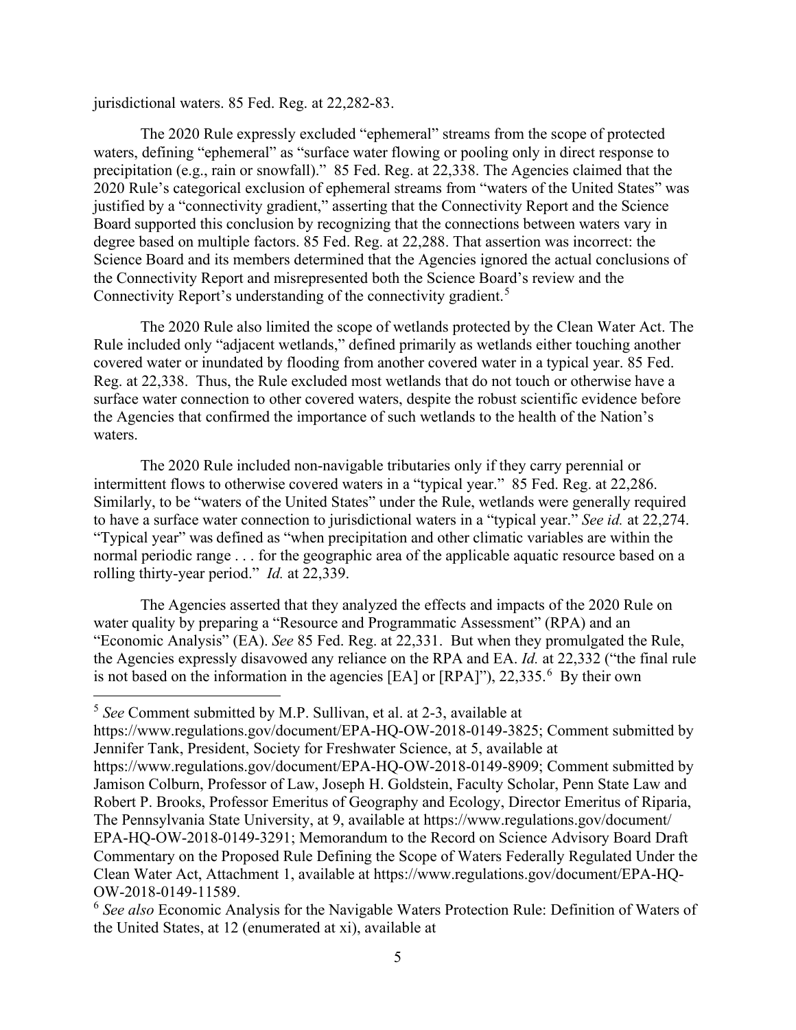jurisdictional waters. 85 Fed. Reg. at 22,282-83.

The 2020 Rule expressly excluded "ephemeral" streams from the scope of protected waters, defining "ephemeral" as "surface water flowing or pooling only in direct response to precipitation (e.g., rain or snowfall)." 85 Fed. Reg. at 22,338. The Agencies claimed that the 2020 Rule's categorical exclusion of ephemeral streams from "waters of the United States" was justified by a "connectivity gradient," asserting that the Connectivity Report and the Science Board supported this conclusion by recognizing that the connections between waters vary in degree based on multiple factors. 85 Fed. Reg. at 22,288. That assertion was incorrect: the Science Board and its members determined that the Agencies ignored the actual conclusions of the Connectivity Report and misrepresented both the Science Board's review and the Connectivity Report's understanding of the connectivity gradient.[5]

The 2020 Rule also limited the scope of wetlands protected by the Clean Water Act. The Rule included only "adjacent wetlands," defined primarily as wetlands either touching another covered water or inundated by flooding from another covered water in a typical year. 85 Fed. Reg. at 22,338. Thus, the Rule excluded most wetlands that do not touch or otherwise have a surface water connection to other covered waters, despite the robust scientific evidence before the Agencies that confirmed the importance of such wetlands to the health of the Nation's waters.

The 2020 Rule included non-navigable tributaries only if they carry perennial or intermittent flows to otherwise covered waters in a "typical year." 85 Fed. Reg. at 22,286. Similarly, to be "waters of the United States" under the Rule, wetlands were generally required to have a surface water connection to jurisdictional waters in a "typical year." *See id.* at 22,274. "Typical year" was defined as "when precipitation and other climatic variables are within the normal periodic range . . . for the geographic area of the applicable aquatic resource based on a rolling thirty-year period." *Id.* at 22,339.

The Agencies asserted that they analyzed the effects and impacts of the 2020 Rule on water quality by preparing a "Resource and Programmatic Assessment" (RPA) and an "Economic Analysis" (EA). *See* 85 Fed. Reg. at 22,331. But when they promulgated the Rule, the Agencies expressly disavowed any reliance on the RPA and EA. *Id.* at 22,332 ("the final rule is not based on the information in the agencies [EA] or [RPA]"), 22,335.[6] By their own

---

[5] *See* Comment submitted by M.P. Sullivan, et al. at 2-3, available at https://www.regulations.gov/document/EPA-HQ-OW-2018-0149-3825; Comment submitted by Jennifer Tank, President, Society for Freshwater Science, at 5, available at https://www.regulations.gov/document/EPA-HQ-OW-2018-0149-8909; Comment submitted by Jamison Colburn, Professor of Law, Joseph H. Goldstein, Faculty Scholar, Penn State Law and Robert P. Brooks, Professor Emeritus of Geography and Ecology, Director Emeritus of Riparia, The Pennsylvania State University, at 9, available at https://www.regulations.gov/document/EPA-HQ-OW-2018-0149-3291; Memorandum to the Record on Science Advisory Board Draft Commentary on the Proposed Rule Defining the Scope of Waters Federally Regulated Under the Clean Water Act, Attachment 1, available at https://www.regulations.gov/document/EPA-HQ-OW-2018-0149-11589.

[6] *See also* Economic Analysis for the Navigable Waters Protection Rule: Definition of Waters of the United States, at 12 (enumerated at xi), available at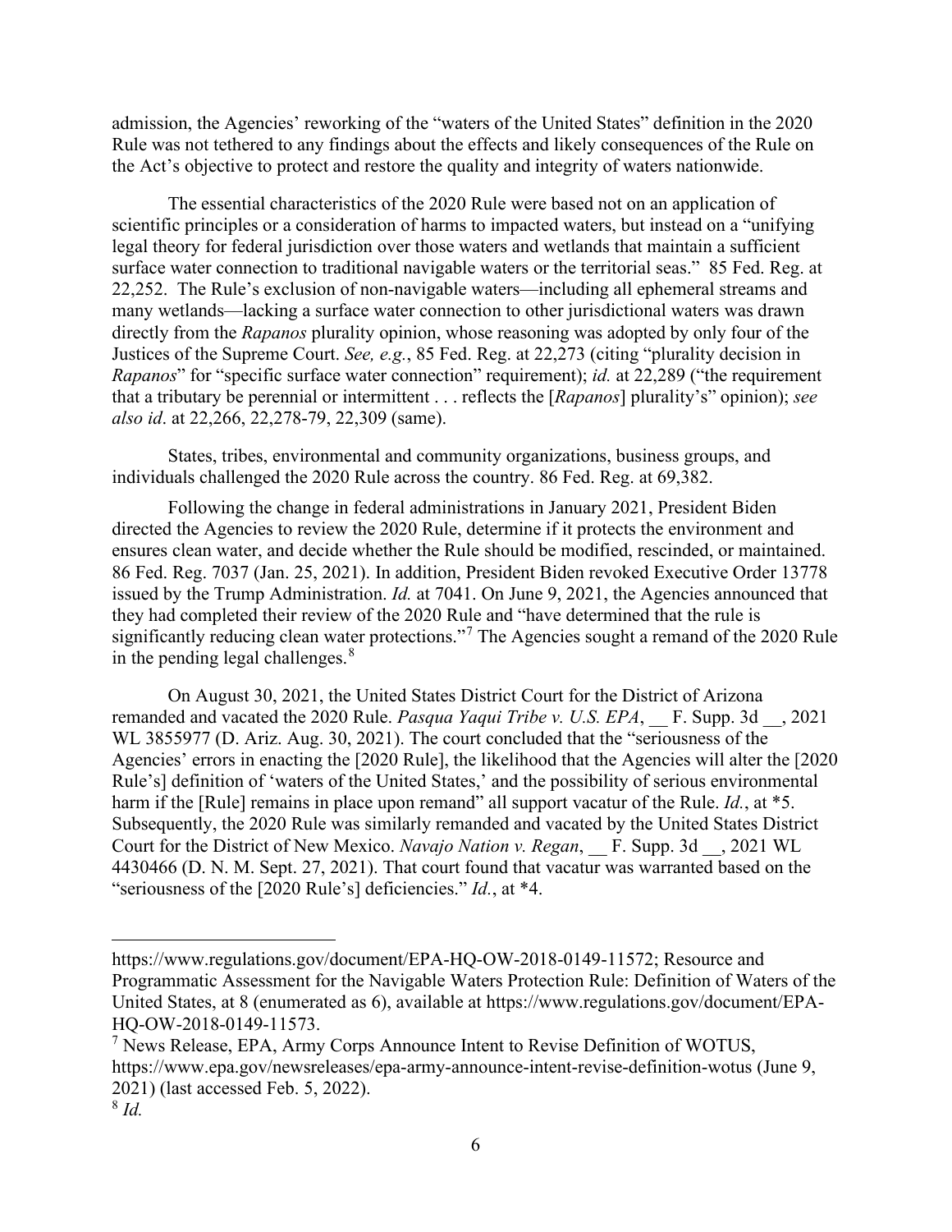admission, the Agencies' reworking of the "waters of the United States" definition in the 2020 Rule was not tethered to any findings about the effects and likely consequences of the Rule on the Act's objective to protect and restore the quality and integrity of waters nationwide.

The essential characteristics of the 2020 Rule were based not on an application of scientific principles or a consideration of harms to impacted waters, but instead on a "unifying legal theory for federal jurisdiction over those waters and wetlands that maintain a sufficient surface water connection to traditional navigable waters or the territorial seas." 85 Fed. Reg. at 22,252. The Rule's exclusion of non-navigable waters—including all ephemeral streams and many wetlands—lacking a surface water connection to other jurisdictional waters was drawn directly from the *Rapanos* plurality opinion, whose reasoning was adopted by only four of the Justices of the Supreme Court. *See, e.g.*, 85 Fed. Reg. at 22,273 (citing "plurality decision in *Rapanos*" for "specific surface water connection" requirement); *id.* at 22,289 ("the requirement that a tributary be perennial or intermittent . . . reflects the [*Rapanos*] plurality's" opinion); *see also id*. at 22,266, 22,278-79, 22,309 (same).

States, tribes, environmental and community organizations, business groups, and individuals challenged the 2020 Rule across the country. 86 Fed. Reg. at 69,382.

Following the change in federal administrations in January 2021, President Biden directed the Agencies to review the 2020 Rule, determine if it protects the environment and ensures clean water, and decide whether the Rule should be modified, rescinded, or maintained. 86 Fed. Reg. 7037 (Jan. 25, 2021). In addition, President Biden revoked Executive Order 13778 issued by the Trump Administration. *Id.* at 7041. On June 9, 2021, the Agencies announced that they had completed their review of the 2020 Rule and "have determined that the rule is significantly reducing clean water protections."[7] The Agencies sought a remand of the 2020 Rule in the pending legal challenges.[8]

On August 30, 2021, the United States District Court for the District of Arizona remanded and vacated the 2020 Rule. *Pasqua Yaqui Tribe v. U.S. EPA*, __ F. Supp. 3d __, 2021 WL 3855977 (D. Ariz. Aug. 30, 2021). The court concluded that the "seriousness of the Agencies' errors in enacting the [2020 Rule], the likelihood that the Agencies will alter the [2020 Rule's] definition of 'waters of the United States,' and the possibility of serious environmental harm if the [Rule] remains in place upon remand" all support vacatur of the Rule. *Id.*, at *5. Subsequently, the 2020 Rule was similarly remanded and vacated by the United States District Court for the District of New Mexico. *Navajo Nation v. Regan*, __ F. Supp. 3d __, 2021 WL 4430466 (D. N. M. Sept. 27, 2021). That court found that vacatur was warranted based on the "seriousness of the [2020 Rule's] deficiencies." *Id.*, at *4.

---

https://www.regulations.gov/document/EPA-HQ-OW-2018-0149-11572; Resource and Programmatic Assessment for the Navigable Waters Protection Rule: Definition of Waters of the United States, at 8 (enumerated as 6), available at https://www.regulations.gov/document/EPA-HQ-OW-2018-0149-11573.

[7] News Release, EPA, Army Corps Announce Intent to Revise Definition of WOTUS, https://www.epa.gov/newsreleases/epa-army-announce-intent-revise-definition-wotus (June 9, 2021) (last accessed Feb. 5, 2022).

[8] *Id.*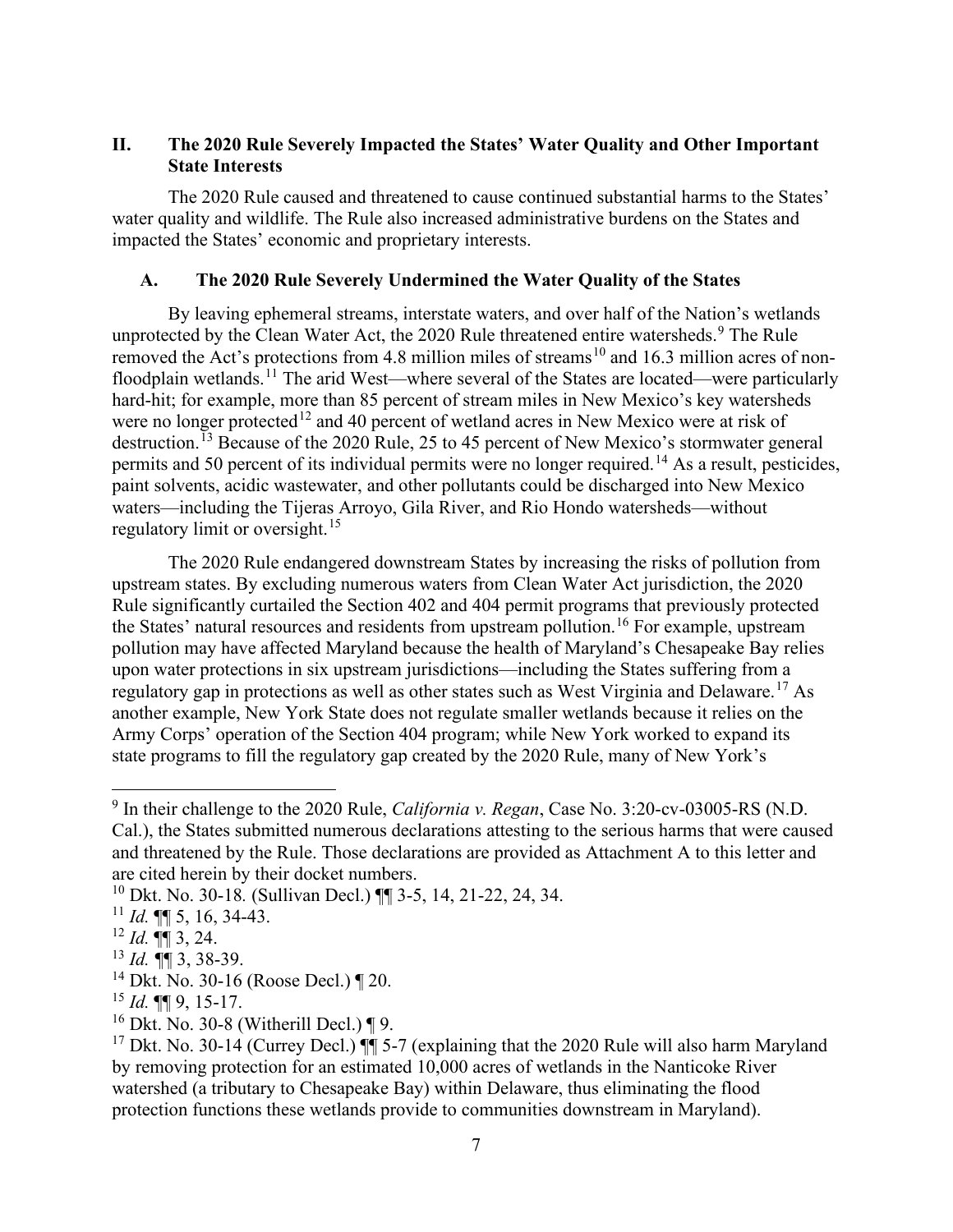## II. The 2020 Rule Severely Impacted the States' Water Quality and Other Important State Interests

The 2020 Rule caused and threatened to cause continued substantial harms to the States' water quality and wildlife. The Rule also increased administrative burdens on the States and impacted the States' economic and proprietary interests.

### A. The 2020 Rule Severely Undermined the Water Quality of the States

By leaving ephemeral streams, interstate waters, and over half of the Nation's wetlands unprotected by the Clean Water Act, the 2020 Rule threatened entire watersheds.[9] The Rule removed the Act's protections from 4.8 million miles of streams[10] and 16.3 million acres of non-floodplain wetlands.[11] The arid West—where several of the States are located—were particularly hard-hit; for example, more than 85 percent of stream miles in New Mexico's key watersheds were no longer protected[12] and 40 percent of wetland acres in New Mexico were at risk of destruction.[13] Because of the 2020 Rule, 25 to 45 percent of New Mexico's stormwater general permits and 50 percent of its individual permits were no longer required.[14] As a result, pesticides, paint solvents, acidic wastewater, and other pollutants could be discharged into New Mexico waters—including the Tijeras Arroyo, Gila River, and Rio Hondo watersheds—without regulatory limit or oversight.[15]

The 2020 Rule endangered downstream States by increasing the risks of pollution from upstream states. By excluding numerous waters from Clean Water Act jurisdiction, the 2020 Rule significantly curtailed the Section 402 and 404 permit programs that previously protected the States' natural resources and residents from upstream pollution.[16] For example, upstream pollution may have affected Maryland because the health of Maryland's Chesapeake Bay relies upon water protections in six upstream jurisdictions—including the States suffering from a regulatory gap in protections as well as other states such as West Virginia and Delaware.[17] As another example, New York State does not regulate smaller wetlands because it relies on the Army Corps' operation of the Section 404 program; while New York worked to expand its state programs to fill the regulatory gap created by the 2020 Rule, many of New York's

---

[9] In their challenge to the 2020 Rule, *California v. Regan*, Case No. 3:20-cv-03005-RS (N.D. Cal.), the States submitted numerous declarations attesting to the serious harms that were caused and threatened by the Rule. Those declarations are provided as Attachment A to this letter and are cited herein by their docket numbers.

[10] Dkt. No. 30-18. (Sullivan Decl.) ¶¶ 3-5, 14, 21-22, 24, 34.

[11] *Id.* ¶¶ 5, 16, 34-43.

[12] *Id.* ¶¶ 3, 24.

[13] *Id.* ¶¶ 3, 38-39.

[14] Dkt. No. 30-16 (Roose Decl.) ¶ 20.

[15] *Id.* ¶¶ 9, 15-17.

[16] Dkt. No. 30-8 (Witherill Decl.) ¶ 9.

[17] Dkt. No. 30-14 (Currey Decl.) ¶¶ 5-7 (explaining that the 2020 Rule will also harm Maryland by removing protection for an estimated 10,000 acres of wetlands in the Nanticoke River watershed (a tributary to Chesapeake Bay) within Delaware, thus eliminating the flood protection functions these wetlands provide to communities downstream in Maryland).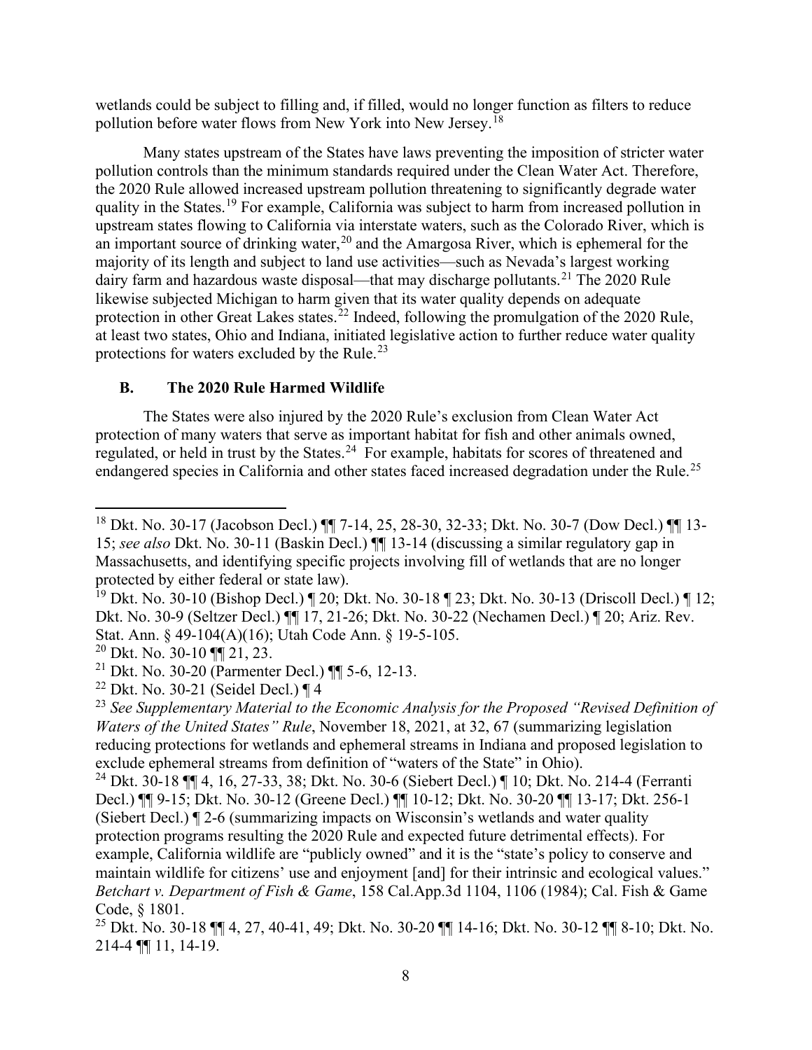wetlands could be subject to filling and, if filled, would no longer function as filters to reduce pollution before water flows from New York into New Jersey.[18]

Many states upstream of the States have laws preventing the imposition of stricter water pollution controls than the minimum standards required under the Clean Water Act. Therefore, the 2020 Rule allowed increased upstream pollution threatening to significantly degrade water quality in the States.[19] For example, California was subject to harm from increased pollution in upstream states flowing to California via interstate waters, such as the Colorado River, which is an important source of drinking water,[20] and the Amargosa River, which is ephemeral for the majority of its length and subject to land use activities—such as Nevada's largest working dairy farm and hazardous waste disposal—that may discharge pollutants.[21] The 2020 Rule likewise subjected Michigan to harm given that its water quality depends on adequate protection in other Great Lakes states.[22] Indeed, following the promulgation of the 2020 Rule, at least two states, Ohio and Indiana, initiated legislative action to further reduce water quality protections for waters excluded by the Rule.[23]

### B. The 2020 Rule Harmed Wildlife

The States were also injured by the 2020 Rule's exclusion from Clean Water Act protection of many waters that serve as important habitat for fish and other animals owned, regulated, or held in trust by the States.[24] For example, habitats for scores of threatened and endangered species in California and other states faced increased degradation under the Rule.[25]

---

[18] Dkt. No. 30-17 (Jacobson Decl.) ¶¶ 7-14, 25, 28-30, 32-33; Dkt. No. 30-7 (Dow Decl.) ¶¶ 13-15; *see also* Dkt. No. 30-11 (Baskin Decl.) ¶¶ 13-14 (discussing a similar regulatory gap in Massachusetts, and identifying specific projects involving fill of wetlands that are no longer protected by either federal or state law).

[19] Dkt. No. 30-10 (Bishop Decl.) ¶ 20; Dkt. No. 30-18 ¶ 23; Dkt. No. 30-13 (Driscoll Decl.) ¶ 12; Dkt. No. 30-9 (Seltzer Decl.) ¶¶ 17, 21-26; Dkt. No. 30-22 (Nechamen Decl.) ¶ 20; Ariz. Rev. Stat. Ann. § 49-104(A)(16); Utah Code Ann. § 19-5-105.

[20] Dkt. No. 30-10 ¶¶ 21, 23.

[21] Dkt. No. 30-20 (Parmenter Decl.) ¶¶ 5-6, 12-13.

[22] Dkt. No. 30-21 (Seidel Decl.) ¶ 4

[23] *See Supplementary Material to the Economic Analysis for the Proposed "Revised Definition of Waters of the United States" Rule*, November 18, 2021, at 32, 67 (summarizing legislation reducing protections for wetlands and ephemeral streams in Indiana and proposed legislation to exclude ephemeral streams from definition of "waters of the State" in Ohio).

[24] Dkt. 30-18 ¶¶ 4, 16, 27-33, 38; Dkt. No. 30-6 (Siebert Decl.) ¶ 10; Dkt. No. 214-4 (Ferranti Decl.) ¶¶ 9-15; Dkt. No. 30-12 (Greene Decl.) ¶¶ 10-12; Dkt. No. 30-20 ¶¶ 13-17; Dkt. 256-1 (Siebert Decl.) ¶ 2-6 (summarizing impacts on Wisconsin's wetlands and water quality protection programs resulting the 2020 Rule and expected future detrimental effects). For example, California wildlife are "publicly owned" and it is the "state's policy to conserve and maintain wildlife for citizens' use and enjoyment [and] for their intrinsic and ecological values." *Betchart v. Department of Fish & Game*, 158 Cal.App.3d 1104, 1106 (1984); Cal. Fish & Game Code, § 1801.

[25] Dkt. No. 30-18 ¶¶ 4, 27, 40-41, 49; Dkt. No. 30-20 ¶¶ 14-16; Dkt. No. 30-12 ¶¶ 8-10; Dkt. No. 214-4 ¶¶ 11, 14-19.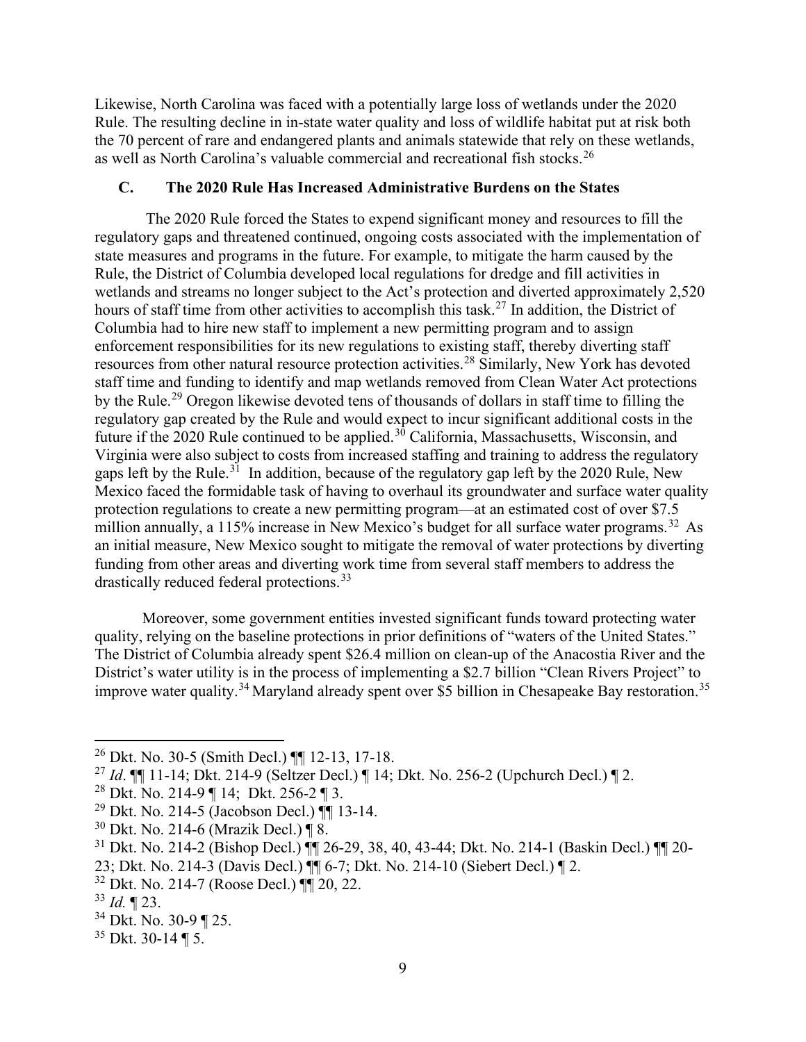Likewise, North Carolina was faced with a potentially large loss of wetlands under the 2020 Rule. The resulting decline in in-state water quality and loss of wildlife habitat put at risk both the 70 percent of rare and endangered plants and animals statewide that rely on these wetlands, as well as North Carolina's valuable commercial and recreational fish stocks.[26]

### C. The 2020 Rule Has Increased Administrative Burdens on the States

The 2020 Rule forced the States to expend significant money and resources to fill the regulatory gaps and threatened continued, ongoing costs associated with the implementation of state measures and programs in the future. For example, to mitigate the harm caused by the Rule, the District of Columbia developed local regulations for dredge and fill activities in wetlands and streams no longer subject to the Act's protection and diverted approximately 2,520 hours of staff time from other activities to accomplish this task.[27] In addition, the District of Columbia had to hire new staff to implement a new permitting program and to assign enforcement responsibilities for its new regulations to existing staff, thereby diverting staff resources from other natural resource protection activities.[28] Similarly, New York has devoted staff time and funding to identify and map wetlands removed from Clean Water Act protections by the Rule.[29] Oregon likewise devoted tens of thousands of dollars in staff time to filling the regulatory gap created by the Rule and would expect to incur significant additional costs in the future if the 2020 Rule continued to be applied.[30] California, Massachusetts, Wisconsin, and Virginia were also subject to costs from increased staffing and training to address the regulatory gaps left by the Rule.[31] In addition, because of the regulatory gap left by the 2020 Rule, New Mexico faced the formidable task of having to overhaul its groundwater and surface water quality protection regulations to create a new permitting program—at an estimated cost of over $7.5 million annually, a 115% increase in New Mexico's budget for all surface water programs.[32] As an initial measure, New Mexico sought to mitigate the removal of water protections by diverting funding from other areas and diverting work time from several staff members to address the drastically reduced federal protections.[33]

Moreover, some government entities invested significant funds toward protecting water quality, relying on the baseline protections in prior definitions of "waters of the United States." The District of Columbia already spent $26.4 million on clean-up of the Anacostia River and the District's water utility is in the process of implementing a $2.7 billion "Clean Rivers Project" to improve water quality.[34] Maryland already spent over $5 billion in Chesapeake Bay restoration.[35]

---

[26] Dkt. No. 30-5 (Smith Decl.) ¶¶ 12-13, 17-18.

[27] *Id*. ¶¶ 11-14; Dkt. 214-9 (Seltzer Decl.) ¶ 14; Dkt. No. 256-2 (Upchurch Decl.) ¶ 2.

[28] Dkt. No. 214-9 ¶ 14; Dkt. 256-2 ¶ 3.

[29] Dkt. No. 214-5 (Jacobson Decl.) ¶¶ 13-14.

[30] Dkt. No. 214-6 (Mrazik Decl.) ¶ 8.

[31] Dkt. No. 214-2 (Bishop Decl.) ¶¶ 26-29, 38, 40, 43-44; Dkt. No. 214-1 (Baskin Decl.) ¶¶ 20-23; Dkt. No. 214-3 (Davis Decl.) ¶¶ 6-7; Dkt. No. 214-10 (Siebert Decl.) ¶ 2.

[32] Dkt. No. 214-7 (Roose Decl.) ¶¶ 20, 22.

[33] *Id.* ¶ 23.

[34] Dkt. No. 30-9 ¶ 25.

[35] Dkt. 30-14 ¶ 5.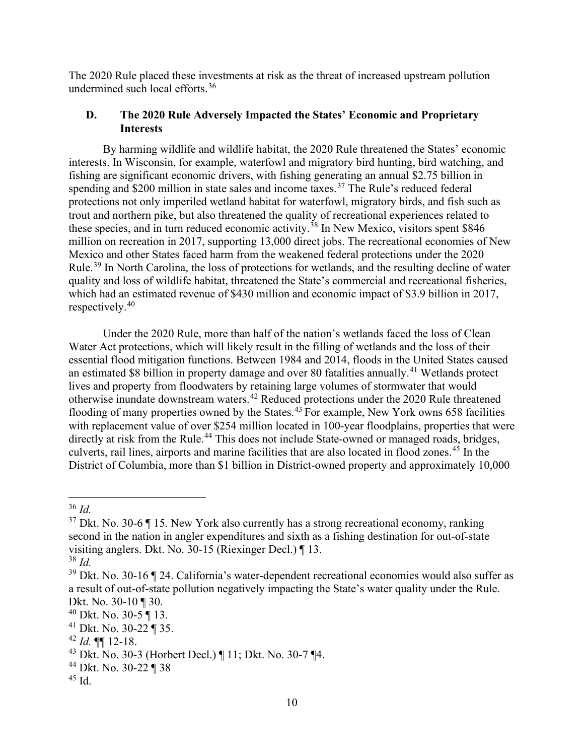The 2020 Rule placed these investments at risk as the threat of increased upstream pollution undermined such local efforts.[36]

### D. The 2020 Rule Adversely Impacted the States' Economic and Proprietary Interests

By harming wildlife and wildlife habitat, the 2020 Rule threatened the States' economic interests. In Wisconsin, for example, waterfowl and migratory bird hunting, bird watching, and fishing are significant economic drivers, with fishing generating an annual $2.75 billion in spending and $200 million in state sales and income taxes.[37] The Rule's reduced federal protections not only imperiled wetland habitat for waterfowl, migratory birds, and fish such as trout and northern pike, but also threatened the quality of recreational experiences related to these species, and in turn reduced economic activity.[38] In New Mexico, visitors spent $846 million on recreation in 2017, supporting 13,000 direct jobs. The recreational economies of New Mexico and other States faced harm from the weakened federal protections under the 2020 Rule.[39] In North Carolina, the loss of protections for wetlands, and the resulting decline of water quality and loss of wildlife habitat, threatened the State's commercial and recreational fisheries, which had an estimated revenue of $430 million and economic impact of $3.9 billion in 2017, respectively.[40]

Under the 2020 Rule, more than half of the nation's wetlands faced the loss of Clean Water Act protections, which will likely result in the filling of wetlands and the loss of their essential flood mitigation functions. Between 1984 and 2014, floods in the United States caused an estimated $8 billion in property damage and over 80 fatalities annually.[41] Wetlands protect lives and property from floodwaters by retaining large volumes of stormwater that would otherwise inundate downstream waters.[42] Reduced protections under the 2020 Rule threatened flooding of many properties owned by the States.[43] For example, New York owns 658 facilities with replacement value of over $254 million located in 100-year floodplains, properties that were directly at risk from the Rule.[44] This does not include State-owned or managed roads, bridges, culverts, rail lines, airports and marine facilities that are also located in flood zones.[45] In the District of Columbia, more than $1 billion in District-owned property and approximately 10,000

---

[36] *Id.*

[37] Dkt. No. 30-6 ¶ 15. New York also currently has a strong recreational economy, ranking second in the nation in angler expenditures and sixth as a fishing destination for out-of-state visiting anglers. Dkt. No. 30-15 (Riexinger Decl.) ¶ 13.

[38] *Id.*

[39] Dkt. No. 30-16 ¶ 24. California's water-dependent recreational economies would also suffer as a result of out-of-state pollution negatively impacting the State's water quality under the Rule. Dkt. No. 30-10 ¶ 30.

[40] Dkt. No. 30-5 ¶ 13.

[41] Dkt. No. 30-22 ¶ 35.

[42] *Id.* ¶¶ 12-18.

[43] Dkt. No. 30-3 (Horbert Decl.) ¶ 11; Dkt. No. 30-7 ¶4.

[44] Dkt. No. 30-22 ¶ 38

[45] Id.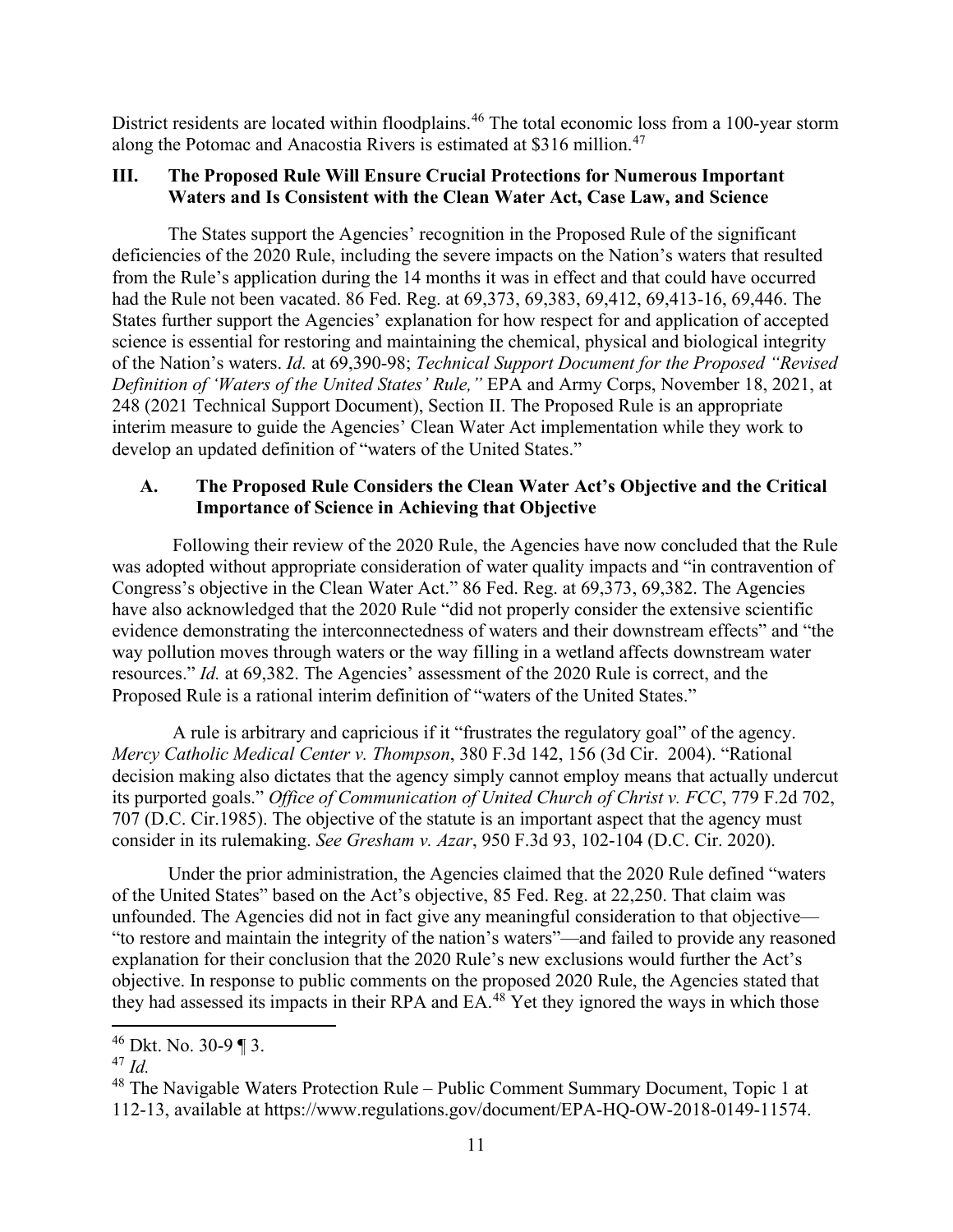District residents are located within floodplains.[46] The total economic loss from a 100-year storm along the Potomac and Anacostia Rivers is estimated at $316 million.[47]

## III. The Proposed Rule Will Ensure Crucial Protections for Numerous Important Waters and Is Consistent with the Clean Water Act, Case Law, and Science

The States support the Agencies' recognition in the Proposed Rule of the significant deficiencies of the 2020 Rule, including the severe impacts on the Nation's waters that resulted from the Rule's application during the 14 months it was in effect and that could have occurred had the Rule not been vacated. 86 Fed. Reg. at 69,373, 69,383, 69,412, 69,413-16, 69,446. The States further support the Agencies' explanation for how respect for and application of accepted science is essential for restoring and maintaining the chemical, physical and biological integrity of the Nation's waters. *Id.* at 69,390-98; *Technical Support Document for the Proposed "Revised Definition of 'Waters of the United States' Rule,"* EPA and Army Corps, November 18, 2021, at 248 (2021 Technical Support Document), Section II. The Proposed Rule is an appropriate interim measure to guide the Agencies' Clean Water Act implementation while they work to develop an updated definition of "waters of the United States."

### A. The Proposed Rule Considers the Clean Water Act's Objective and the Critical Importance of Science in Achieving that Objective

Following their review of the 2020 Rule, the Agencies have now concluded that the Rule was adopted without appropriate consideration of water quality impacts and "in contravention of Congress's objective in the Clean Water Act." 86 Fed. Reg. at 69,373, 69,382. The Agencies have also acknowledged that the 2020 Rule "did not properly consider the extensive scientific evidence demonstrating the interconnectedness of waters and their downstream effects" and "the way pollution moves through waters or the way filling in a wetland affects downstream water resources." *Id.* at 69,382. The Agencies' assessment of the 2020 Rule is correct, and the Proposed Rule is a rational interim definition of "waters of the United States."

A rule is arbitrary and capricious if it "frustrates the regulatory goal" of the agency. *Mercy Catholic Medical Center v. Thompson*, 380 F.3d 142, 156 (3d Cir. 2004). "Rational decision making also dictates that the agency simply cannot employ means that actually undercut its purported goals." *Office of Communication of United Church of Christ v. FCC*, 779 F.2d 702, 707 (D.C. Cir.1985). The objective of the statute is an important aspect that the agency must consider in its rulemaking. *See Gresham v. Azar*, 950 F.3d 93, 102-104 (D.C. Cir. 2020).

Under the prior administration, the Agencies claimed that the 2020 Rule defined "waters of the United States" based on the Act's objective, 85 Fed. Reg. at 22,250. That claim was unfounded. The Agencies did not in fact give any meaningful consideration to that objective—"to restore and maintain the integrity of the nation's waters"—and failed to provide any reasoned explanation for their conclusion that the 2020 Rule's new exclusions would further the Act's objective. In response to public comments on the proposed 2020 Rule, the Agencies stated that they had assessed its impacts in their RPA and EA.[48] Yet they ignored the ways in which those

---

[46] Dkt. No. 30-9 ¶ 3.

[47] *Id.*

[48] The Navigable Waters Protection Rule – Public Comment Summary Document, Topic 1 at 112-13, available at https://www.regulations.gov/document/EPA-HQ-OW-2018-0149-11574.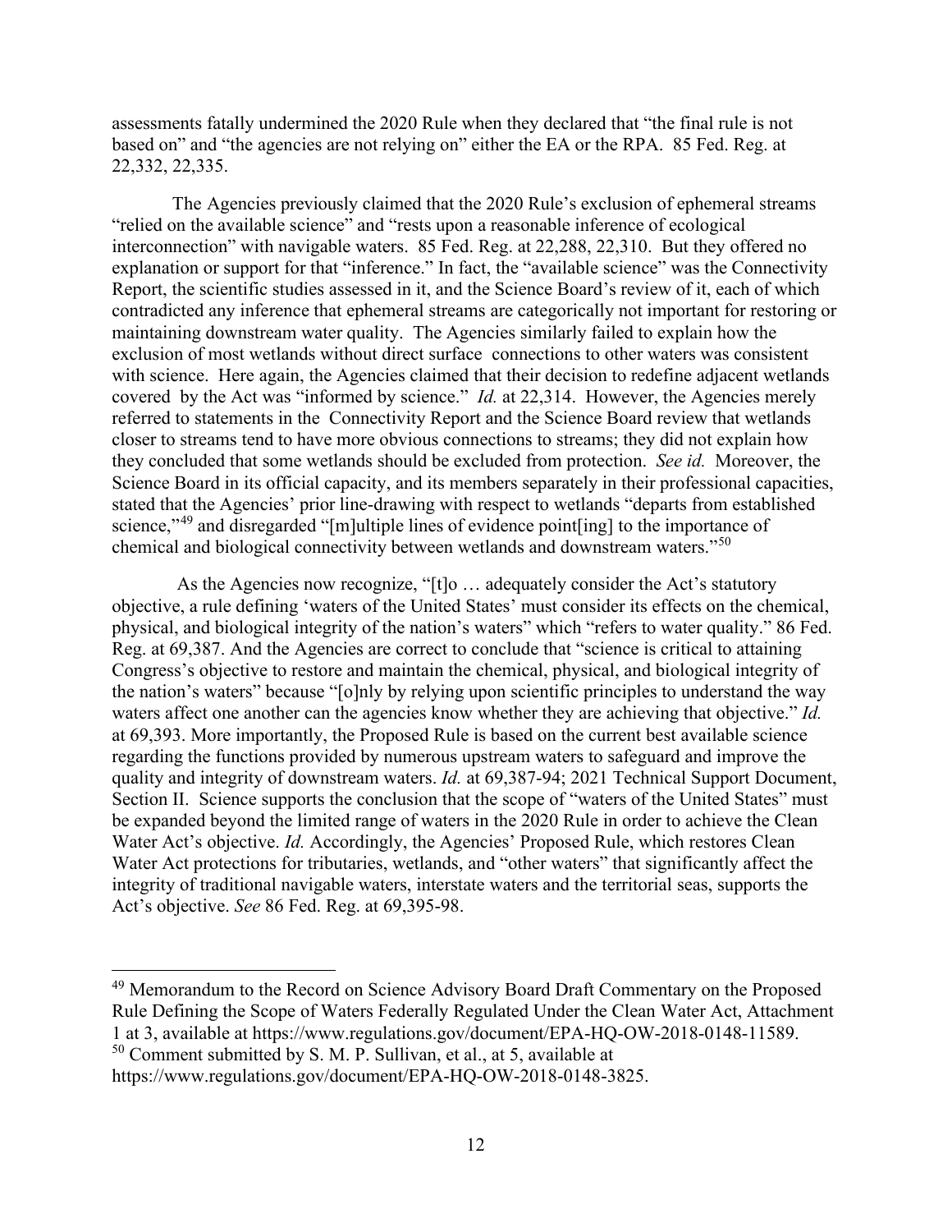assessments fatally undermined the 2020 Rule when they declared that "the final rule is not based on" and "the agencies are not relying on" either the EA or the RPA. 85 Fed. Reg. at 22,332, 22,335.

The Agencies previously claimed that the 2020 Rule's exclusion of ephemeral streams "relied on the available science" and "rests upon a reasonable inference of ecological interconnection" with navigable waters. 85 Fed. Reg. at 22,288, 22,310. But they offered no explanation or support for that "inference." In fact, the "available science" was the Connectivity Report, the scientific studies assessed in it, and the Science Board's review of it, each of which contradicted any inference that ephemeral streams are categorically not important for restoring or maintaining downstream water quality. The Agencies similarly failed to explain how the exclusion of most wetlands without direct surface connections to other waters was consistent with science. Here again, the Agencies claimed that their decision to redefine adjacent wetlands covered by the Act was "informed by science." *Id.* at 22,314. However, the Agencies merely referred to statements in the Connectivity Report and the Science Board review that wetlands closer to streams tend to have more obvious connections to streams; they did not explain how they concluded that some wetlands should be excluded from protection. *See id.* Moreover, the Science Board in its official capacity, and its members separately in their professional capacities, stated that the Agencies' prior line-drawing with respect to wetlands "departs from established science,"[49] and disregarded "[m]ultiple lines of evidence point[ing] to the importance of chemical and biological connectivity between wetlands and downstream waters."[50]

As the Agencies now recognize, "[t]o … adequately consider the Act's statutory objective, a rule defining 'waters of the United States' must consider its effects on the chemical, physical, and biological integrity of the nation's waters" which "refers to water quality." 86 Fed. Reg. at 69,387. And the Agencies are correct to conclude that "science is critical to attaining Congress's objective to restore and maintain the chemical, physical, and biological integrity of the nation's waters" because "[o]nly by relying upon scientific principles to understand the way waters affect one another can the agencies know whether they are achieving that objective." *Id.* at 69,393. More importantly, the Proposed Rule is based on the current best available science regarding the functions provided by numerous upstream waters to safeguard and improve the quality and integrity of downstream waters. *Id.* at 69,387-94; 2021 Technical Support Document, Section II. Science supports the conclusion that the scope of "waters of the United States" must be expanded beyond the limited range of waters in the 2020 Rule in order to achieve the Clean Water Act's objective. *Id.* Accordingly, the Agencies' Proposed Rule, which restores Clean Water Act protections for tributaries, wetlands, and "other waters" that significantly affect the integrity of traditional navigable waters, interstate waters and the territorial seas, supports the Act's objective. *See* 86 Fed. Reg. at 69,395-98.

---

[49] Memorandum to the Record on Science Advisory Board Draft Commentary on the Proposed Rule Defining the Scope of Waters Federally Regulated Under the Clean Water Act, Attachment 1 at 3, available at https://www.regulations.gov/document/EPA-HQ-OW-2018-0148-11589.

[50] Comment submitted by S. M. P. Sullivan, et al., at 5, available at https://www.regulations.gov/document/EPA-HQ-OW-2018-0148-3825.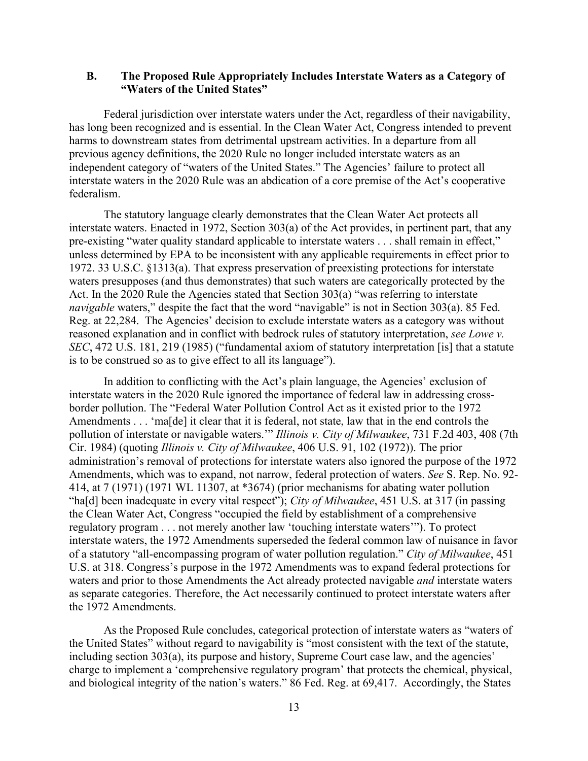### B. The Proposed Rule Appropriately Includes Interstate Waters as a Category of "Waters of the United States"

Federal jurisdiction over interstate waters under the Act, regardless of their navigability, has long been recognized and is essential. In the Clean Water Act, Congress intended to prevent harms to downstream states from detrimental upstream activities. In a departure from all previous agency definitions, the 2020 Rule no longer included interstate waters as an independent category of "waters of the United States." The Agencies' failure to protect all interstate waters in the 2020 Rule was an abdication of a core premise of the Act's cooperative federalism.

The statutory language clearly demonstrates that the Clean Water Act protects all interstate waters. Enacted in 1972, Section 303(a) of the Act provides, in pertinent part, that any pre-existing "water quality standard applicable to interstate waters . . . shall remain in effect," unless determined by EPA to be inconsistent with any applicable requirements in effect prior to 1972. 33 U.S.C. §1313(a). That express preservation of preexisting protections for interstate waters presupposes (and thus demonstrates) that such waters are categorically protected by the Act. In the 2020 Rule the Agencies stated that Section 303(a) "was referring to interstate *navigable* waters," despite the fact that the word "navigable" is not in Section 303(a). 85 Fed. Reg. at 22,284. The Agencies' decision to exclude interstate waters as a category was without reasoned explanation and in conflict with bedrock rules of statutory interpretation, *see Lowe v. SEC*, 472 U.S. 181, 219 (1985) ("fundamental axiom of statutory interpretation [is] that a statute is to be construed so as to give effect to all its language").

In addition to conflicting with the Act's plain language, the Agencies' exclusion of interstate waters in the 2020 Rule ignored the importance of federal law in addressing cross-border pollution. The "Federal Water Pollution Control Act as it existed prior to the 1972 Amendments . . . 'ma[de] it clear that it is federal, not state, law that in the end controls the pollution of interstate or navigable waters.'" *Illinois v. City of Milwaukee*, 731 F.2d 403, 408 (7th Cir. 1984) (quoting *Illinois v. City of Milwaukee*, 406 U.S. 91, 102 (1972)). The prior administration's removal of protections for interstate waters also ignored the purpose of the 1972 Amendments, which was to expand, not narrow, federal protection of waters. *See* S. Rep. No. 92-414, at 7 (1971) (1971 WL 11307, at *3674) (prior mechanisms for abating water pollution "ha[d] been inadequate in every vital respect"); *City of Milwaukee*, 451 U.S. at 317 (in passing the Clean Water Act, Congress "occupied the field by establishment of a comprehensive regulatory program . . . not merely another law 'touching interstate waters'"). To protect interstate waters, the 1972 Amendments superseded the federal common law of nuisance in favor of a statutory "all-encompassing program of water pollution regulation." *City of Milwaukee*, 451 U.S. at 318. Congress's purpose in the 1972 Amendments was to expand federal protections for waters and prior to those Amendments the Act already protected navigable *and* interstate waters as separate categories. Therefore, the Act necessarily continued to protect interstate waters after the 1972 Amendments.

As the Proposed Rule concludes, categorical protection of interstate waters as "waters of the United States" without regard to navigability is "most consistent with the text of the statute, including section 303(a), its purpose and history, Supreme Court case law, and the agencies' charge to implement a 'comprehensive regulatory program' that protects the chemical, physical, and biological integrity of the nation's waters." 86 Fed. Reg. at 69,417. Accordingly, the States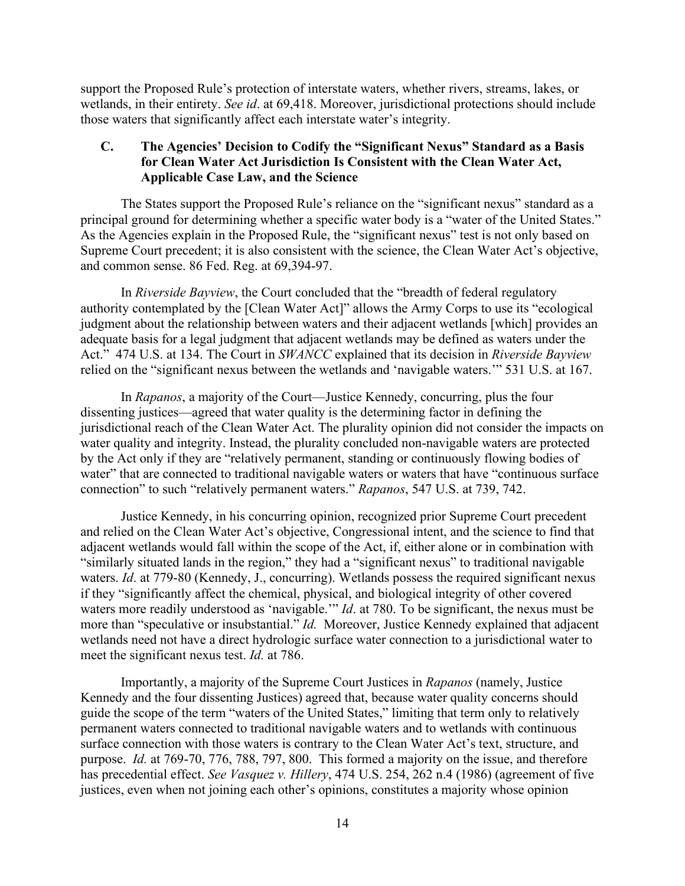support the Proposed Rule's protection of interstate waters, whether rivers, streams, lakes, or wetlands, in their entirety. *See id*. at 69,418. Moreover, jurisdictional protections should include those waters that significantly affect each interstate water's integrity.

### C. The Agencies' Decision to Codify the "Significant Nexus" Standard as a Basis for Clean Water Act Jurisdiction Is Consistent with the Clean Water Act, Applicable Case Law, and the Science

The States support the Proposed Rule's reliance on the "significant nexus" standard as a principal ground for determining whether a specific water body is a "water of the United States." As the Agencies explain in the Proposed Rule, the "significant nexus" test is not only based on Supreme Court precedent; it is also consistent with the science, the Clean Water Act's objective, and common sense. 86 Fed. Reg. at 69,394-97.

In *Riverside Bayview*, the Court concluded that the "breadth of federal regulatory authority contemplated by the [Clean Water Act]" allows the Army Corps to use its "ecological judgment about the relationship between waters and their adjacent wetlands [which] provides an adequate basis for a legal judgment that adjacent wetlands may be defined as waters under the Act." 474 U.S. at 134. The Court in *SWANCC* explained that its decision in *Riverside Bayview* relied on the "significant nexus between the wetlands and 'navigable waters.'" 531 U.S. at 167.

In *Rapanos*, a majority of the Court—Justice Kennedy, concurring, plus the four dissenting justices—agreed that water quality is the determining factor in defining the jurisdictional reach of the Clean Water Act. The plurality opinion did not consider the impacts on water quality and integrity. Instead, the plurality concluded non-navigable waters are protected by the Act only if they are "relatively permanent, standing or continuously flowing bodies of water" that are connected to traditional navigable waters or waters that have "continuous surface connection" to such "relatively permanent waters." *Rapanos*, 547 U.S. at 739, 742.

Justice Kennedy, in his concurring opinion, recognized prior Supreme Court precedent and relied on the Clean Water Act's objective, Congressional intent, and the science to find that adjacent wetlands would fall within the scope of the Act, if, either alone or in combination with "similarly situated lands in the region," they had a "significant nexus" to traditional navigable waters. *Id*. at 779-80 (Kennedy, J., concurring). Wetlands possess the required significant nexus if they "significantly affect the chemical, physical, and biological integrity of other covered waters more readily understood as 'navigable.'" *Id*. at 780. To be significant, the nexus must be more than "speculative or insubstantial." *Id.* Moreover, Justice Kennedy explained that adjacent wetlands need not have a direct hydrologic surface water connection to a jurisdictional water to meet the significant nexus test. *Id.* at 786.

Importantly, a majority of the Supreme Court Justices in *Rapanos* (namely, Justice Kennedy and the four dissenting Justices) agreed that, because water quality concerns should guide the scope of the term "waters of the United States," limiting that term only to relatively permanent waters connected to traditional navigable waters and to wetlands with continuous surface connection with those waters is contrary to the Clean Water Act's text, structure, and purpose. *Id.* at 769-70, 776, 788, 797, 800. This formed a majority on the issue, and therefore has precedential effect. *See Vasquez v. Hillery*, 474 U.S. 254, 262 n.4 (1986) (agreement of five justices, even when not joining each other's opinions, constitutes a majority whose opinion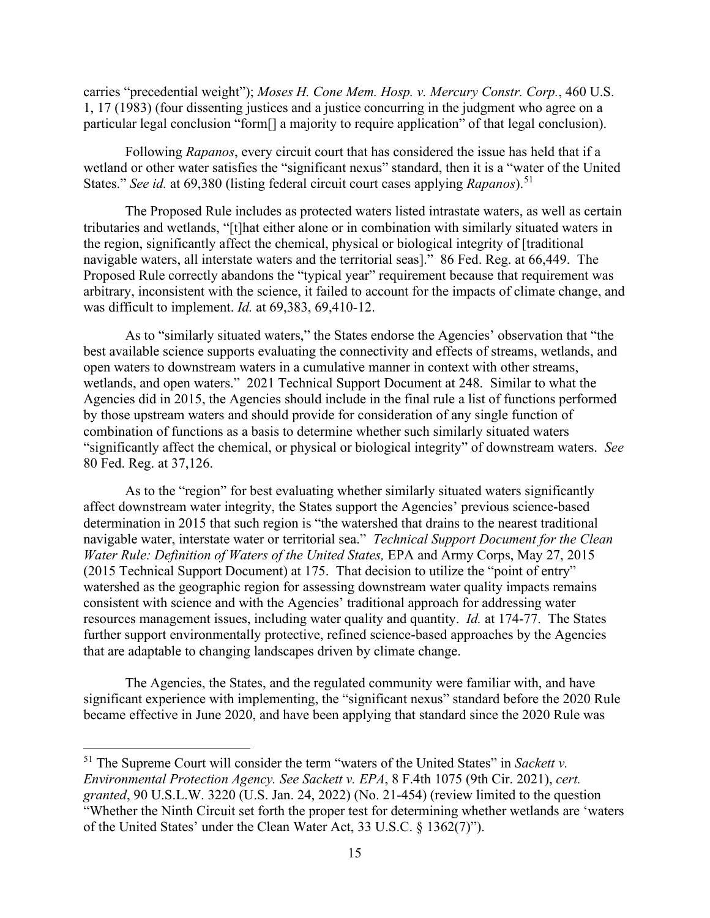carries "precedential weight"); *Moses H. Cone Mem. Hosp. v. Mercury Constr. Corp.*, 460 U.S. 1, 17 (1983) (four dissenting justices and a justice concurring in the judgment who agree on a particular legal conclusion "form[] a majority to require application" of that legal conclusion).

Following *Rapanos*, every circuit court that has considered the issue has held that if a wetland or other water satisfies the "significant nexus" standard, then it is a "water of the United States." *See id.* at 69,380 (listing federal circuit court cases applying *Rapanos*).[51]

The Proposed Rule includes as protected waters listed intrastate waters, as well as certain tributaries and wetlands, "[t]hat either alone or in combination with similarly situated waters in the region, significantly affect the chemical, physical or biological integrity of [traditional navigable waters, all interstate waters and the territorial seas]." 86 Fed. Reg. at 66,449. The Proposed Rule correctly abandons the "typical year" requirement because that requirement was arbitrary, inconsistent with the science, it failed to account for the impacts of climate change, and was difficult to implement. *Id.* at 69,383, 69,410-12.

As to "similarly situated waters," the States endorse the Agencies' observation that "the best available science supports evaluating the connectivity and effects of streams, wetlands, and open waters to downstream waters in a cumulative manner in context with other streams, wetlands, and open waters." 2021 Technical Support Document at 248. Similar to what the Agencies did in 2015, the Agencies should include in the final rule a list of functions performed by those upstream waters and should provide for consideration of any single function of combination of functions as a basis to determine whether such similarly situated waters "significantly affect the chemical, or physical or biological integrity" of downstream waters. *See* 80 Fed. Reg. at 37,126.

As to the "region" for best evaluating whether similarly situated waters significantly affect downstream water integrity, the States support the Agencies' previous science-based determination in 2015 that such region is "the watershed that drains to the nearest traditional navigable water, interstate water or territorial sea." *Technical Support Document for the Clean Water Rule: Definition of Waters of the United States,* EPA and Army Corps, May 27, 2015 (2015 Technical Support Document) at 175. That decision to utilize the "point of entry" watershed as the geographic region for assessing downstream water quality impacts remains consistent with science and with the Agencies' traditional approach for addressing water resources management issues, including water quality and quantity. *Id.* at 174-77. The States further support environmentally protective, refined science-based approaches by the Agencies that are adaptable to changing landscapes driven by climate change.

The Agencies, the States, and the regulated community were familiar with, and have significant experience with implementing, the "significant nexus" standard before the 2020 Rule became effective in June 2020, and have been applying that standard since the 2020 Rule was

---

[51] The Supreme Court will consider the term "waters of the United States" in *Sackett v. Environmental Protection Agency. See Sackett v. EPA*, 8 F.4th 1075 (9th Cir. 2021), *cert. granted*, 90 U.S.L.W. 3220 (U.S. Jan. 24, 2022) (No. 21-454) (review limited to the question "Whether the Ninth Circuit set forth the proper test for determining whether wetlands are 'waters of the United States' under the Clean Water Act, 33 U.S.C. § 1362(7)").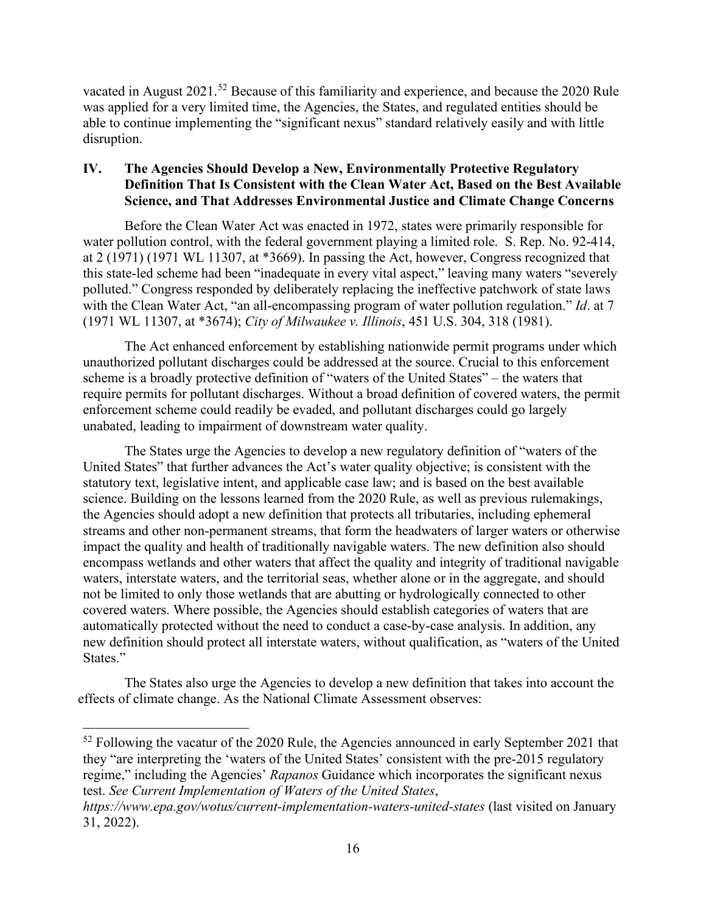vacated in August 2021.[52] Because of this familiarity and experience, and because the 2020 Rule was applied for a very limited time, the Agencies, the States, and regulated entities should be able to continue implementing the "significant nexus" standard relatively easily and with little disruption.

## IV. The Agencies Should Develop a New, Environmentally Protective Regulatory Definition That Is Consistent with the Clean Water Act, Based on the Best Available Science, and That Addresses Environmental Justice and Climate Change Concerns

Before the Clean Water Act was enacted in 1972, states were primarily responsible for water pollution control, with the federal government playing a limited role. S. Rep. No. 92-414, at 2 (1971) (1971 WL 11307, at *3669). In passing the Act, however, Congress recognized that this state-led scheme had been "inadequate in every vital aspect," leaving many waters "severely polluted." Congress responded by deliberately replacing the ineffective patchwork of state laws with the Clean Water Act, "an all-encompassing program of water pollution regulation." *Id*. at 7 (1971 WL 11307, at *3674); *City of Milwaukee v. Illinois*, 451 U.S. 304, 318 (1981).

The Act enhanced enforcement by establishing nationwide permit programs under which unauthorized pollutant discharges could be addressed at the source. Crucial to this enforcement scheme is a broadly protective definition of "waters of the United States" – the waters that require permits for pollutant discharges. Without a broad definition of covered waters, the permit enforcement scheme could readily be evaded, and pollutant discharges could go largely unabated, leading to impairment of downstream water quality.

The States urge the Agencies to develop a new regulatory definition of "waters of the United States" that further advances the Act's water quality objective; is consistent with the statutory text, legislative intent, and applicable case law; and is based on the best available science. Building on the lessons learned from the 2020 Rule, as well as previous rulemakings, the Agencies should adopt a new definition that protects all tributaries, including ephemeral streams and other non-permanent streams, that form the headwaters of larger waters or otherwise impact the quality and health of traditionally navigable waters. The new definition also should encompass wetlands and other waters that affect the quality and integrity of traditional navigable waters, interstate waters, and the territorial seas, whether alone or in the aggregate, and should not be limited to only those wetlands that are abutting or hydrologically connected to other covered waters. Where possible, the Agencies should establish categories of waters that are automatically protected without the need to conduct a case-by-case analysis. In addition, any new definition should protect all interstate waters, without qualification, as "waters of the United States."

The States also urge the Agencies to develop a new definition that takes into account the effects of climate change. As the National Climate Assessment observes:

---

[52] Following the vacatur of the 2020 Rule, the Agencies announced in early September 2021 that they "are interpreting the 'waters of the United States' consistent with the pre-2015 regulatory regime," including the Agencies' *Rapanos* Guidance which incorporates the significant nexus test. *See Current Implementation of Waters of the United States*, *https://www.epa.gov/wotus/current-implementation-waters-united-states* (last visited on January 31, 2022).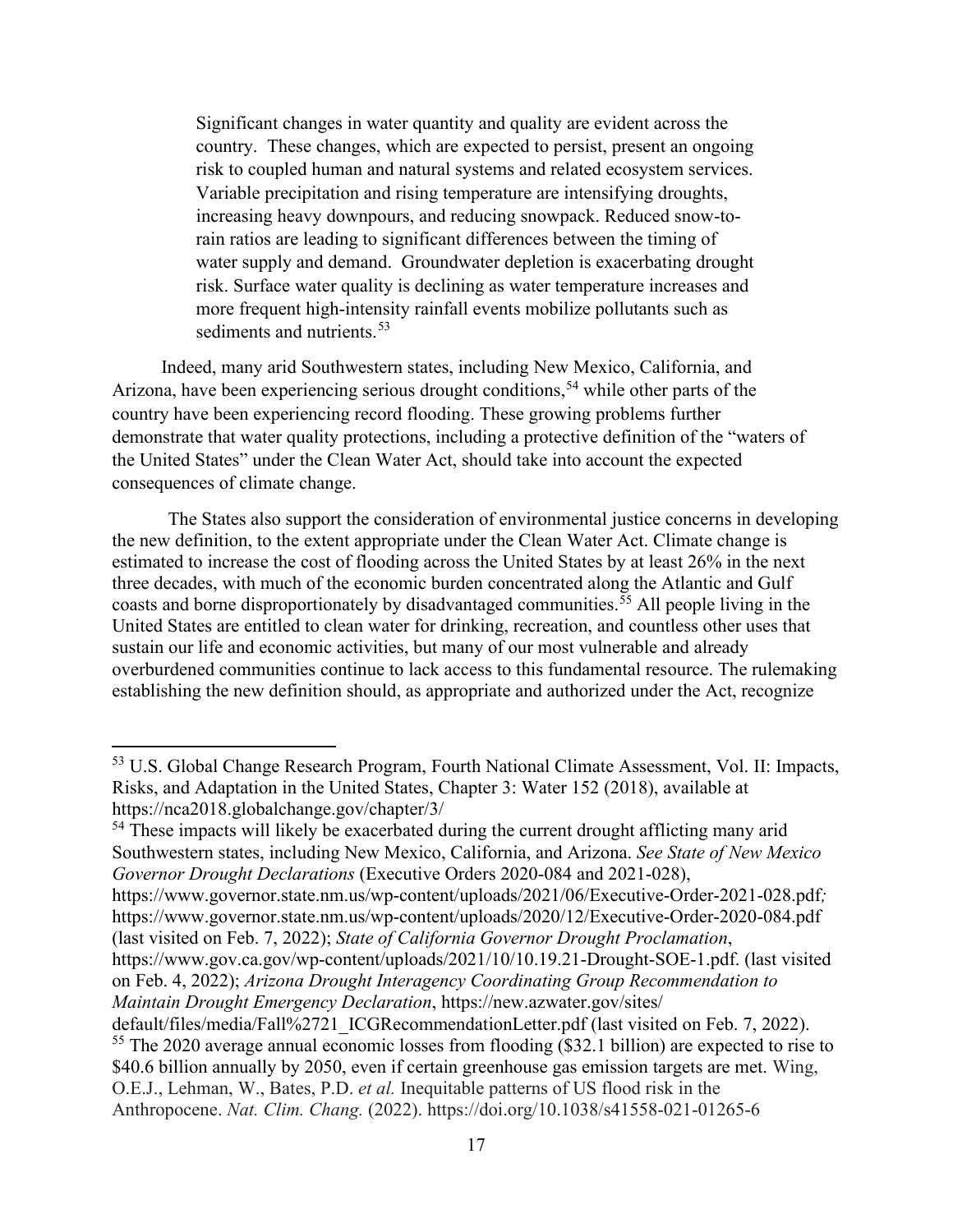> Significant changes in water quantity and quality are evident across the country. These changes, which are expected to persist, present an ongoing risk to coupled human and natural systems and related ecosystem services. Variable precipitation and rising temperature are intensifying droughts, increasing heavy downpours, and reducing snowpack. Reduced snow-to-rain ratios are leading to significant differences between the timing of water supply and demand. Groundwater depletion is exacerbating drought risk. Surface water quality is declining as water temperature increases and more frequent high-intensity rainfall events mobilize pollutants such as sediments and nutrients.[53]

Indeed, many arid Southwestern states, including New Mexico, California, and Arizona, have been experiencing serious drought conditions,[54] while other parts of the country have been experiencing record flooding. These growing problems further demonstrate that water quality protections, including a protective definition of the "waters of the United States" under the Clean Water Act, should take into account the expected consequences of climate change.

The States also support the consideration of environmental justice concerns in developing the new definition, to the extent appropriate under the Clean Water Act. Climate change is estimated to increase the cost of flooding across the United States by at least 26% in the next three decades, with much of the economic burden concentrated along the Atlantic and Gulf coasts and borne disproportionately by disadvantaged communities.[55] All people living in the United States are entitled to clean water for drinking, recreation, and countless other uses that sustain our life and economic activities, but many of our most vulnerable and already overburdened communities continue to lack access to this fundamental resource. The rulemaking establishing the new definition should, as appropriate and authorized under the Act, recognize

---

[53] U.S. Global Change Research Program, Fourth National Climate Assessment, Vol. II: Impacts, Risks, and Adaptation in the United States, Chapter 3: Water 152 (2018), available at https://nca2018.globalchange.gov/chapter/3/

[54] These impacts will likely be exacerbated during the current drought afflicting many arid Southwestern states, including New Mexico, California, and Arizona. *See State of New Mexico Governor Drought Declarations* (Executive Orders 2020-084 and 2021-028), https://www.governor.state.nm.us/wp-content/uploads/2021/06/Executive-Order-2021-028.pdf*;* https://www.governor.state.nm.us/wp-content/uploads/2020/12/Executive-Order-2020-084.pdf (last visited on Feb. 7, 2022); *State of California Governor Drought Proclamation*, https://www.gov.ca.gov/wp-content/uploads/2021/10/10.19.21-Drought-SOE-1.pdf. (last visited on Feb. 4, 2022); *Arizona Drought Interagency Coordinating Group Recommendation to Maintain Drought Emergency Declaration*, https://new.azwater.gov/sites/default/files/media/Fall%2721_ICGRecommendationLetter.pdf (last visited on Feb. 7, 2022).

[55] The 2020 average annual economic losses from flooding ($32.1 billion) are expected to rise to $40.6 billion annually by 2050, even if certain greenhouse gas emission targets are met. Wing, O.E.J., Lehman, W., Bates, P.D. *et al.* Inequitable patterns of US flood risk in the Anthropocene. *Nat. Clim. Chang.* (2022). https://doi.org/10.1038/s41558-021-01265-6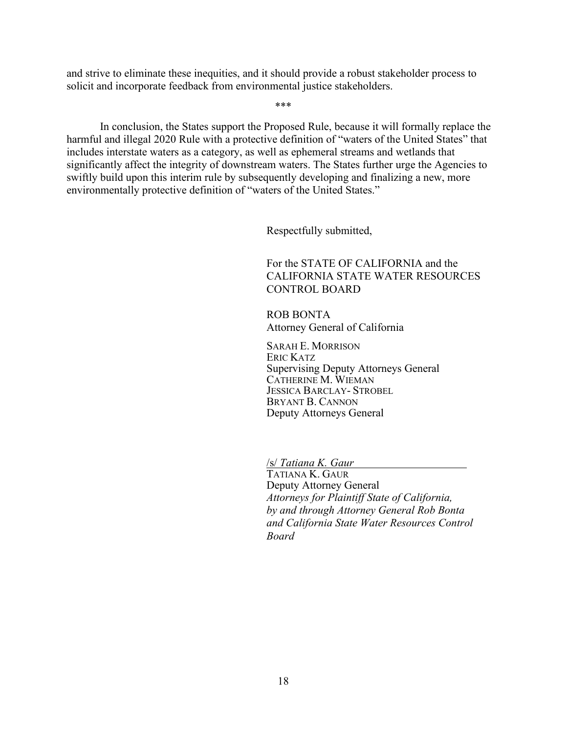and strive to eliminate these inequities, and it should provide a robust stakeholder process to solicit and incorporate feedback from environmental justice stakeholders.

\*\*\*

In conclusion, the States support the Proposed Rule, because it will formally replace the harmful and illegal 2020 Rule with a protective definition of "waters of the United States" that includes interstate waters as a category, as well as ephemeral streams and wetlands that significantly affect the integrity of downstream waters. The States further urge the Agencies to swiftly build upon this interim rule by subsequently developing and finalizing a new, more environmentally protective definition of "waters of the United States."

Respectfully submitted,

For the STATE OF CALIFORNIA and the CALIFORNIA STATE WATER RESOURCES CONTROL BOARD

ROB BONTA
Attorney General of California

SARAH E. MORRISON
ERIC KATZ
Supervising Deputy Attorneys General
CATHERINE M. WIEMAN
JESSICA BARCLAY- STROBEL
BRYANT B. CANNON
Deputy Attorneys General

/s/ *Tatiana K. Gaur*
TATIANA K. GAUR
Deputy Attorney General
*Attorneys for Plaintiff State of California, by and through Attorney General Rob Bonta and California State Water Resources Control Board*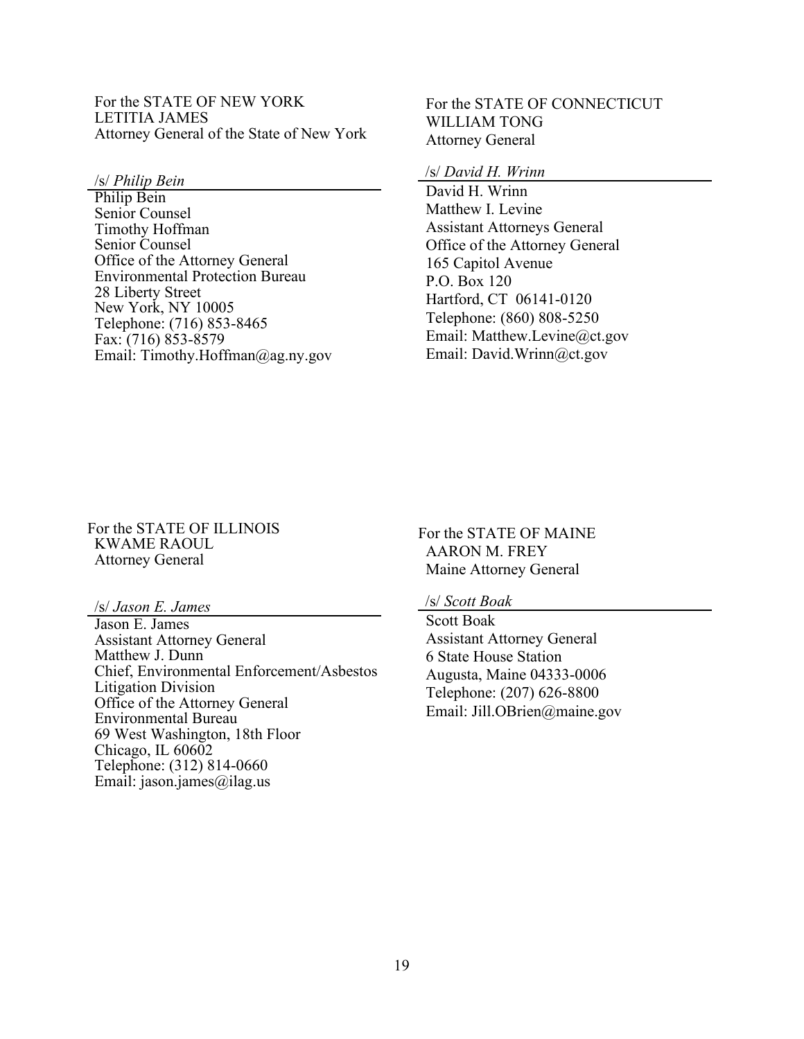For the STATE OF NEW YORK
LETITIA JAMES
Attorney General of the State of New York

/s/ *Philip Bein*

Philip Bein
Senior Counsel
Timothy Hoffman
Senior Counsel
Office of the Attorney General
Environmental Protection Bureau
28 Liberty Street
New York, NY 10005
Telephone: (716) 853-8465
Fax: (716) 853-8579
Email: Timothy.Hoffman@ag.ny.gov

For the STATE OF CONNECTICUT
WILLIAM TONG
Attorney General

/s/ *David H. Wrinn*

David H. Wrinn
Matthew I. Levine
Assistant Attorneys General
Office of the Attorney General
165 Capitol Avenue
P.O. Box 120
Hartford, CT 06141-0120
Telephone: (860) 808-5250
Email: Matthew.Levine@ct.gov
Email: David.Wrinn@ct.gov

For the STATE OF ILLINOIS
KWAME RAOUL
Attorney General

/s/ *Jason E. James*

Jason E. James
Assistant Attorney General
Matthew J. Dunn
Chief, Environmental Enforcement/Asbestos Litigation Division
Office of the Attorney General
Environmental Bureau
69 West Washington, 18th Floor
Chicago, IL 60602
Telephone: (312) 814-0660
Email: jason.james@ilag.us

For the STATE OF MAINE
AARON M. FREY
Maine Attorney General

/s/ *Scott Boak*

Scott Boak
Assistant Attorney General
6 State House Station
Augusta, Maine 04333-0006
Telephone: (207) 626-8800
Email: Jill.OBrien@maine.gov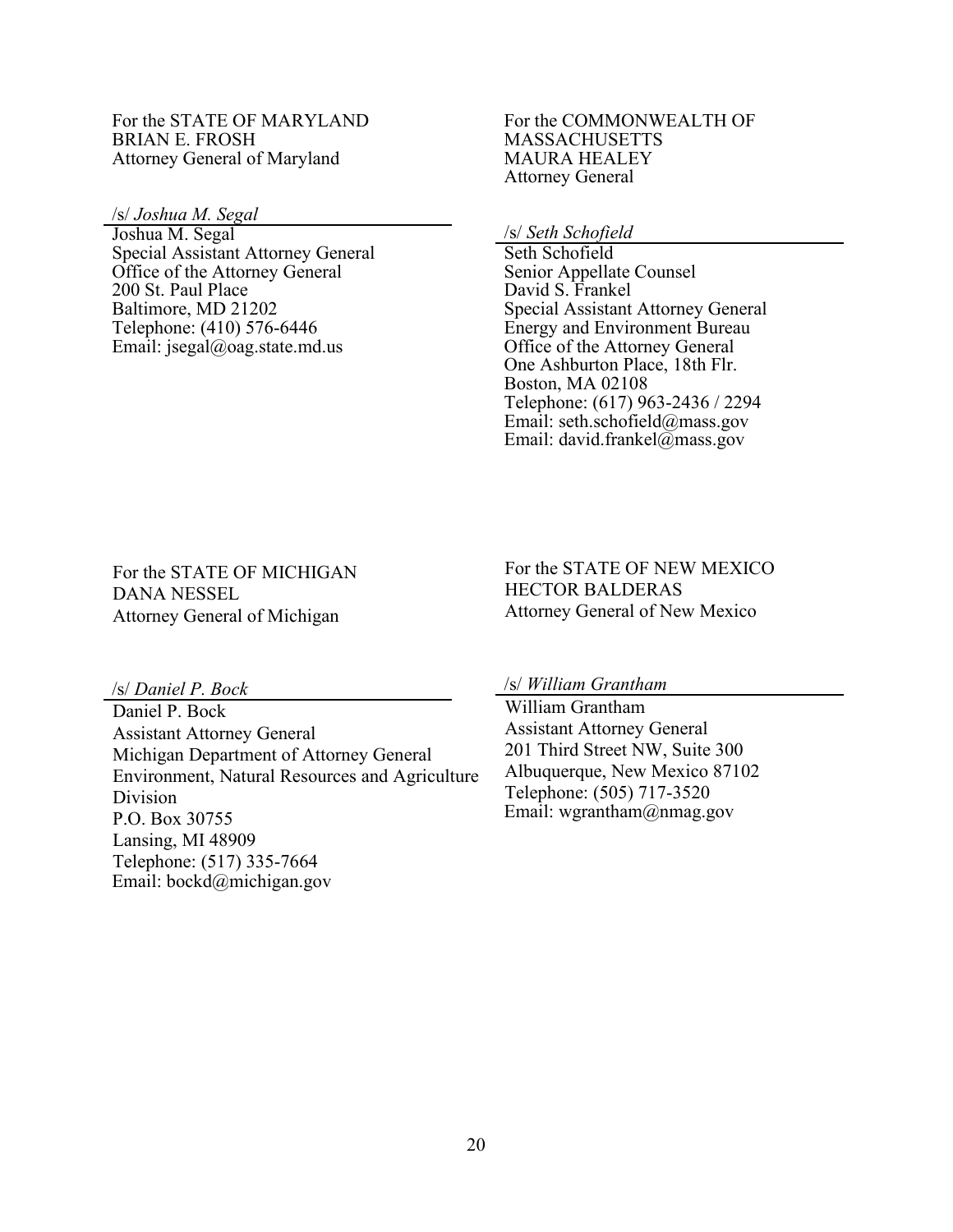For the STATE OF MARYLAND
BRIAN E. FROSH
Attorney General of Maryland

/s/ *Joshua M. Segal*
Joshua M. Segal
Special Assistant Attorney General
Office of the Attorney General
200 St. Paul Place
Baltimore, MD 21202
Telephone: (410) 576-6446
Email: jsegal@oag.state.md.us

For the COMMONWEALTH OF MASSACHUSETTS
MAURA HEALEY
Attorney General

/s/ *Seth Schofield*
Seth Schofield
Senior Appellate Counsel
David S. Frankel
Special Assistant Attorney General
Energy and Environment Bureau
Office of the Attorney General
One Ashburton Place, 18th Flr.
Boston, MA 02108
Telephone: (617) 963-2436 / 2294
Email: seth.schofield@mass.gov
Email: david.frankel@mass.gov

For the STATE OF MICHIGAN
DANA NESSEL
Attorney General of Michigan

/s/ *Daniel P. Bock*
Daniel P. Bock
Assistant Attorney General
Michigan Department of Attorney General
Environment, Natural Resources and Agriculture Division
P.O. Box 30755
Lansing, MI 48909
Telephone: (517) 335-7664
Email: bockd@michigan.gov

For the STATE OF NEW MEXICO
HECTOR BALDERAS
Attorney General of New Mexico

/s/ *William Grantham*
William Grantham
Assistant Attorney General
201 Third Street NW, Suite 300
Albuquerque, New Mexico 87102
Telephone: (505) 717-3520
Email: wgrantham@nmag.gov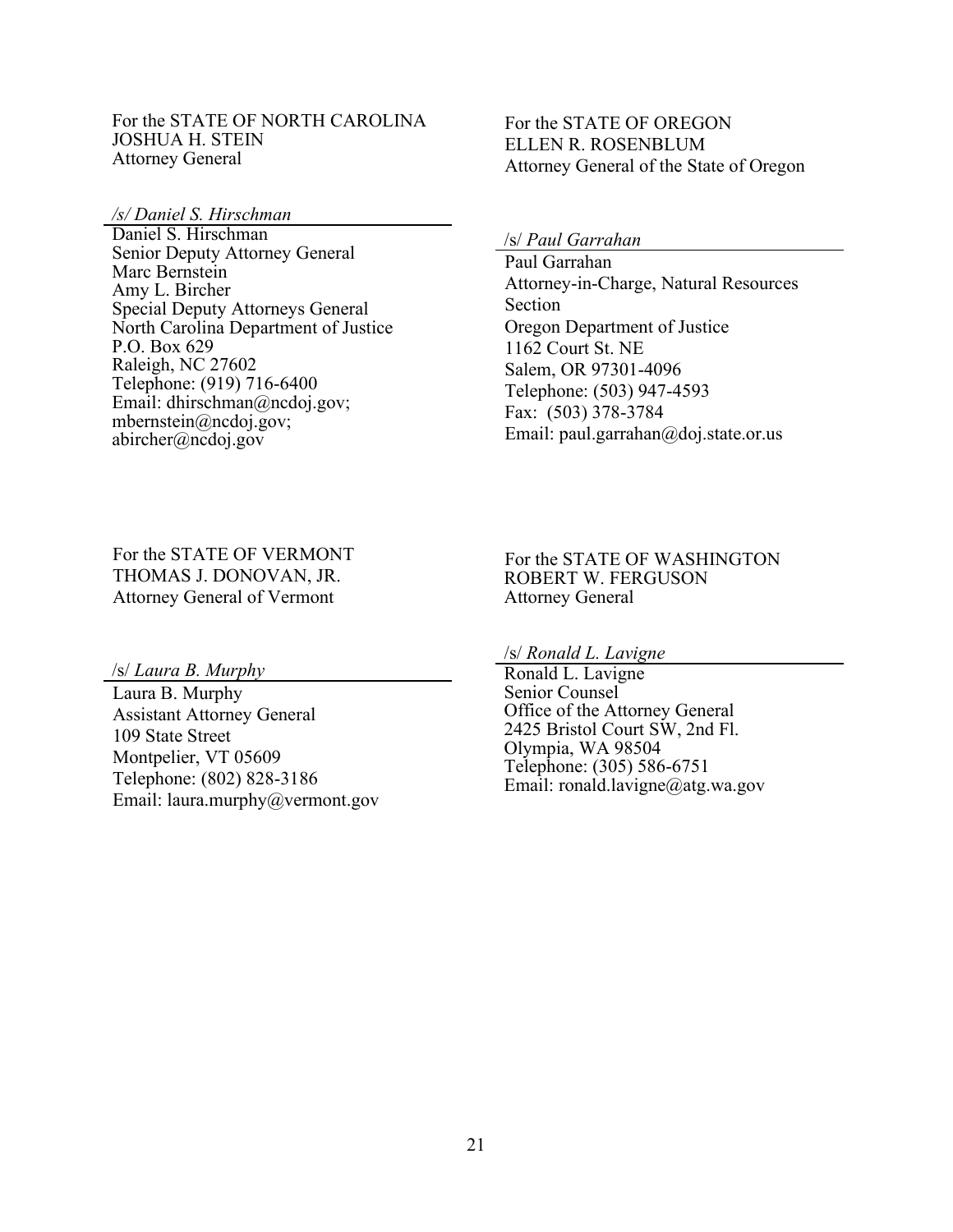For the STATE OF NORTH CAROLINA
JOSHUA H. STEIN
Attorney General

*/s/ Daniel S. Hirschman*

Daniel S. Hirschman
Senior Deputy Attorney General
Marc Bernstein
Amy L. Bircher
Special Deputy Attorneys General
North Carolina Department of Justice
P.O. Box 629
Raleigh, NC 27602
Telephone: (919) 716-6400
Email: dhirschman@ncdoj.gov;
mbernstein@ncdoj.gov;
abircher@ncdoj.gov

For the STATE OF OREGON
ELLEN R. ROSENBLUM
Attorney General of the State of Oregon

/s/ *Paul Garrahan*

Paul Garrahan
Attorney-in-Charge, Natural Resources Section
Oregon Department of Justice
1162 Court St. NE
Salem, OR 97301-4096
Telephone: (503) 947-4593
Fax: (503) 378-3784
Email: paul.garrahan@doj.state.or.us

For the STATE OF VERMONT
THOMAS J. DONOVAN, JR.
Attorney General of Vermont

/s/ *Laura B. Murphy*

Laura B. Murphy
Assistant Attorney General
109 State Street
Montpelier, VT 05609
Telephone: (802) 828-3186
Email: laura.murphy@vermont.gov

For the STATE OF WASHINGTON
ROBERT W. FERGUSON
Attorney General

/s/ *Ronald L. Lavigne*

Ronald L. Lavigne
Senior Counsel
Office of the Attorney General
2425 Bristol Court SW, 2nd Fl.
Olympia, WA 98504
Telephone: (305) 586-6751
Email: ronald.lavigne@atg.wa.gov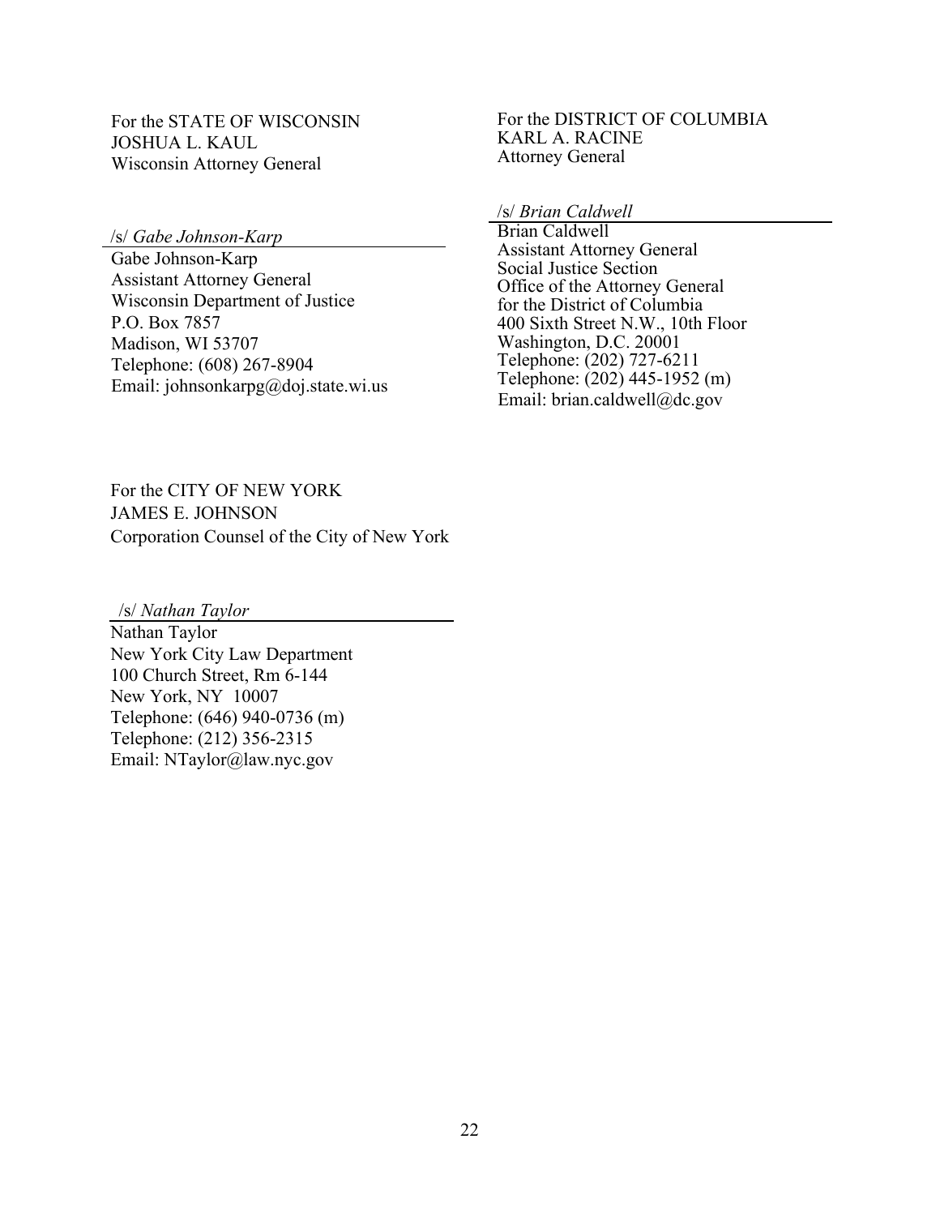For the STATE OF WISCONSIN
JOSHUA L. KAUL
Wisconsin Attorney General

/s/ *Gabe Johnson-Karp*
Gabe Johnson-Karp
Assistant Attorney General
Wisconsin Department of Justice
P.O. Box 7857
Madison, WI 53707
Telephone: (608) 267-8904
Email: johnsonkarpg@doj.state.wi.us

For the DISTRICT OF COLUMBIA
KARL A. RACINE
Attorney General

/s/ *Brian Caldwell*
Brian Caldwell
Assistant Attorney General
Social Justice Section
Office of the Attorney General
for the District of Columbia
400 Sixth Street N.W., 10th Floor
Washington, D.C. 20001
Telephone: (202) 727-6211
Telephone: (202) 445-1952 (m)
Email: brian.caldwell@dc.gov

For the CITY OF NEW YORK
JAMES E. JOHNSON
Corporation Counsel of the City of New York

/s/ *Nathan Taylor*
Nathan Taylor
New York City Law Department
100 Church Street, Rm 6-144
New York, NY 10007
Telephone: (646) 940-0736 (m)
Telephone: (212) 356-2315
Email: NTaylor@law.nyc.gov